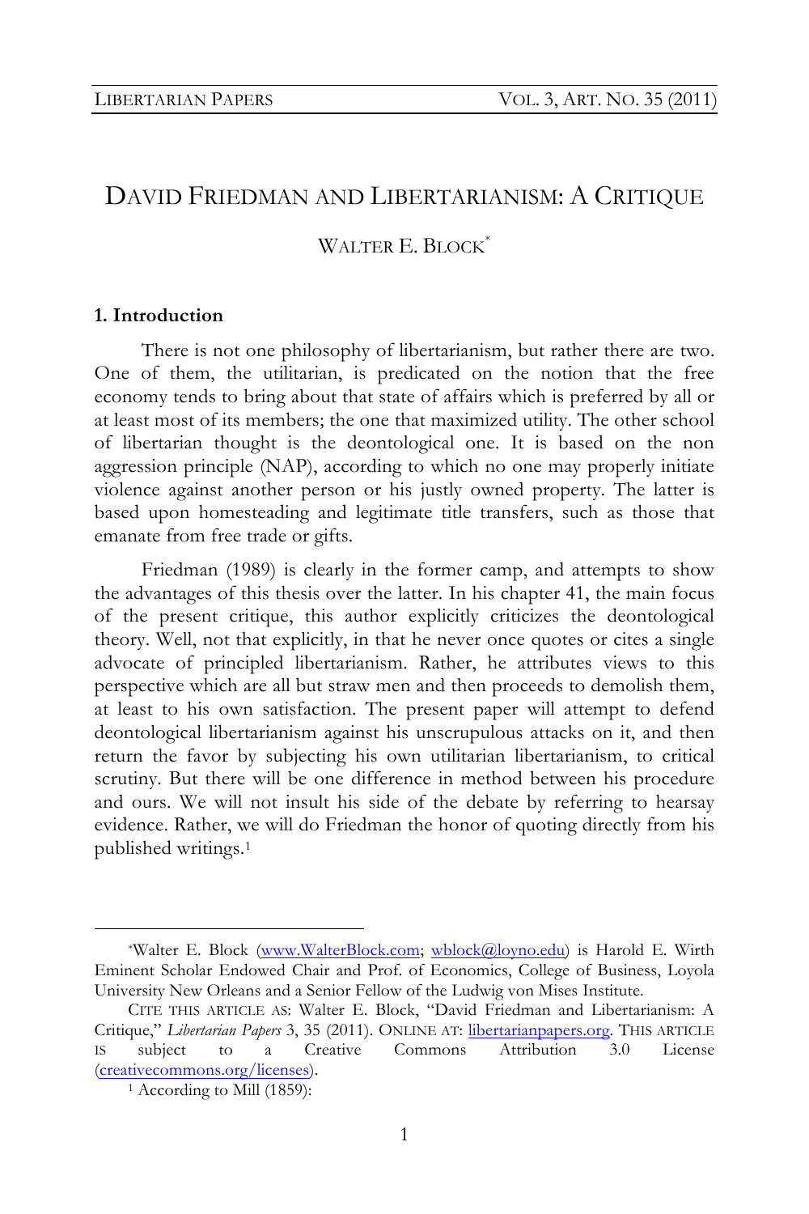# DAVID FRIEDMAN AND LIBERTARIANISM: A CRITIQUE

WALTER E. BLOCK[*]

## 1. Introduction

There is not one philosophy of libertarianism, but rather there are two. One of them, the utilitarian, is predicated on the notion that the free economy tends to bring about that state of affairs which is preferred by all or at least most of its members; the one that maximized utility. The other school of libertarian thought is the deontological one. It is based on the non aggression principle (NAP), according to which no one may properly initiate violence against another person or his justly owned property. The latter is based upon homesteading and legitimate title transfers, such as those that emanate from free trade or gifts.

Friedman (1989) is clearly in the former camp, and attempts to show the advantages of this thesis over the latter. In his chapter 41, the main focus of the present critique, this author explicitly criticizes the deontological theory. Well, not that explicitly, in that he never once quotes or cites a single advocate of principled libertarianism. Rather, he attributes views to this perspective which are all but straw men and then proceeds to demolish them, at least to his own satisfaction. The present paper will attempt to defend deontological libertarianism against his unscrupulous attacks on it, and then return the favor by subjecting his own utilitarian libertarianism, to critical scrutiny. But there will be one difference in method between his procedure and ours. We will not insult his side of the debate by referring to hearsay evidence. Rather, we will do Friedman the honor of quoting directly from his published writings.[1]

---

[*] Walter E. Block (www.WalterBlock.com; wblock@loyno.edu) is Harold E. Wirth Eminent Scholar Endowed Chair and Prof. of Economics, College of Business, Loyola University New Orleans and a Senior Fellow of the Ludwig von Mises Institute.

CITE THIS ARTICLE AS: Walter E. Block, "David Friedman and Libertarianism: A Critique," *Libertarian Papers* 3, 35 (2011). ONLINE AT: libertarianpapers.org. THIS ARTICLE IS subject to a Creative Commons Attribution 3.0 License (creativecommons.org/licenses).

[1] According to Mill (1859):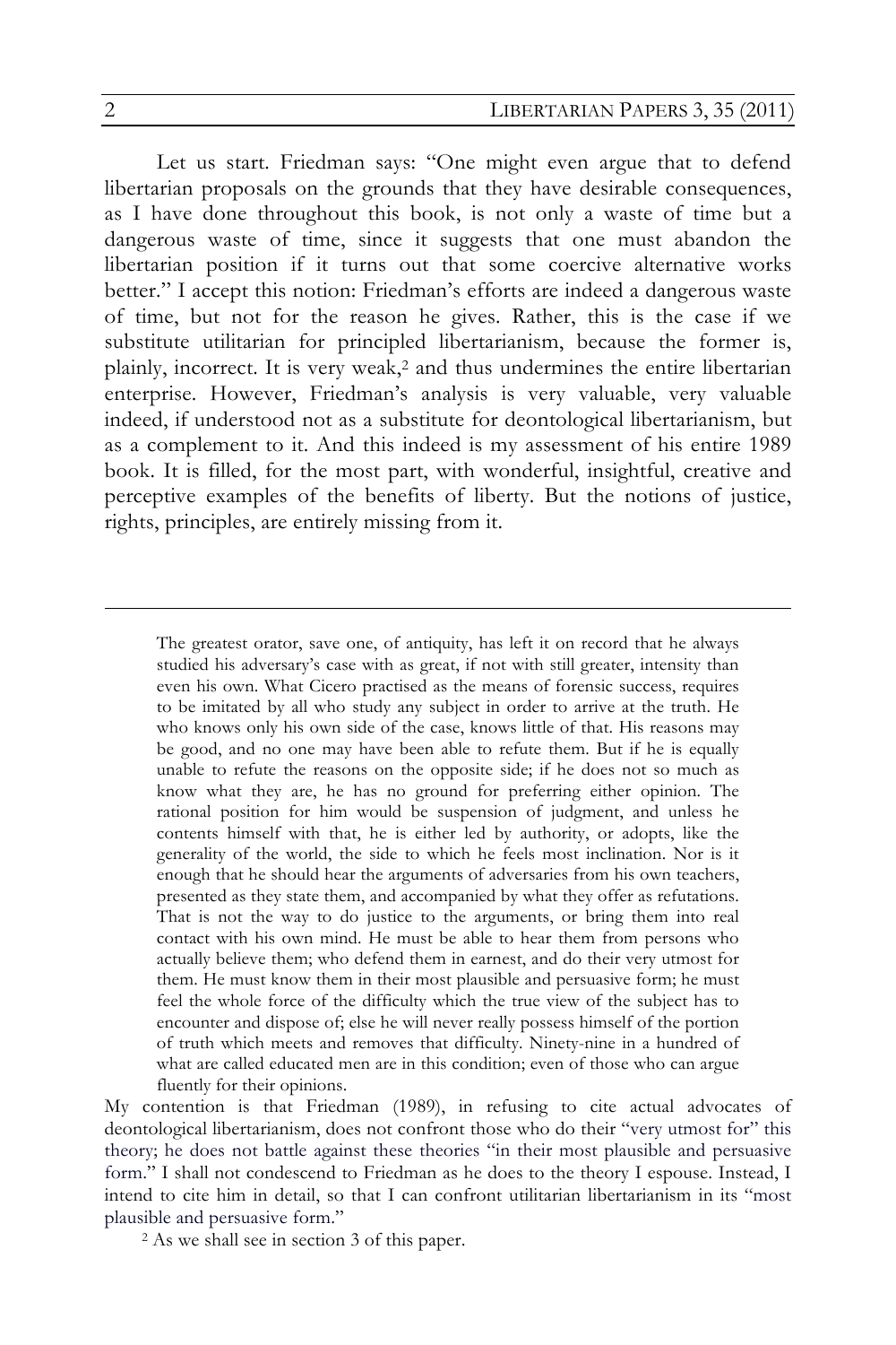Let us start. Friedman says: "One might even argue that to defend libertarian proposals on the grounds that they have desirable consequences, as I have done throughout this book, is not only a waste of time but a dangerous waste of time, since it suggests that one must abandon the libertarian position if it turns out that some coercive alternative works better." I accept this notion: Friedman's efforts are indeed a dangerous waste of time, but not for the reason he gives. Rather, this is the case if we substitute utilitarian for principled libertarianism, because the former is, plainly, incorrect. It is very weak,[2] and thus undermines the entire libertarian enterprise. However, Friedman's analysis is very valuable, very valuable indeed, if understood not as a substitute for deontological libertarianism, but as a complement to it. And this indeed is my assessment of his entire 1989 book. It is filled, for the most part, with wonderful, insightful, creative and perceptive examples of the benefits of liberty. But the notions of justice, rights, principles, are entirely missing from it.

---

> The greatest orator, save one, of antiquity, has left it on record that he always studied his adversary's case with as great, if not with still greater, intensity than even his own. What Cicero practised as the means of forensic success, requires to be imitated by all who study any subject in order to arrive at the truth. He who knows only his own side of the case, knows little of that. His reasons may be good, and no one may have been able to refute them. But if he is equally unable to refute the reasons on the opposite side; if he does not so much as know what they are, he has no ground for preferring either opinion. The rational position for him would be suspension of judgment, and unless he contents himself with that, he is either led by authority, or adopts, like the generality of the world, the side to which he feels most inclination. Nor is it enough that he should hear the arguments of adversaries from his own teachers, presented as they state them, and accompanied by what they offer as refutations. That is not the way to do justice to the arguments, or bring them into real contact with his own mind. He must be able to hear them from persons who actually believe them; who defend them in earnest, and do their very utmost for them. He must know them in their most plausible and persuasive form; he must feel the whole force of the difficulty which the true view of the subject has to encounter and dispose of; else he will never really possess himself of the portion of truth which meets and removes that difficulty. Ninety-nine in a hundred of what are called educated men are in this condition; even of those who can argue fluently for their opinions.

My contention is that Friedman (1989), in refusing to cite actual advocates of deontological libertarianism, does not confront those who do their "very utmost for" this theory; he does not battle against these theories "in their most plausible and persuasive form." I shall not condescend to Friedman as he does to the theory I espouse. Instead, I intend to cite him in detail, so that I can confront utilitarian libertarianism in its "most plausible and persuasive form."

[2] As we shall see in section 3 of this paper.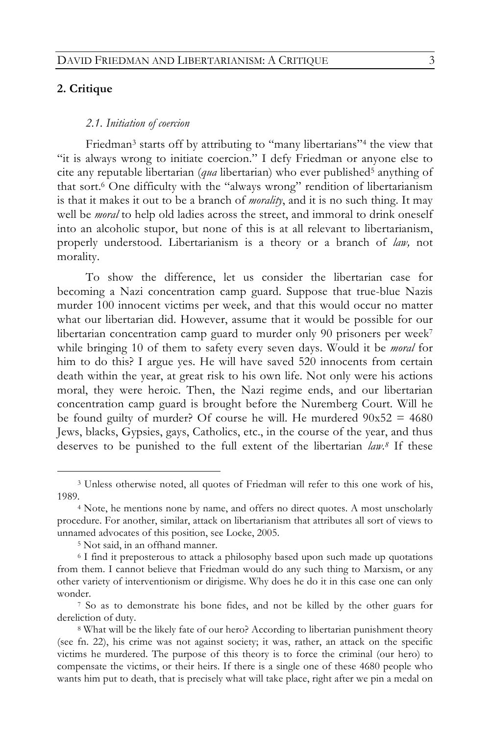## 2. Critique

### *2.1. Initiation of coercion*

Friedman[3] starts off by attributing to "many libertarians"[4] the view that "it is always wrong to initiate coercion." I defy Friedman or anyone else to cite any reputable libertarian (*qua* libertarian) who ever published[5] anything of that sort.[6] One difficulty with the "always wrong" rendition of libertarianism is that it makes it out to be a branch of *morality*, and it is no such thing. It may well be *moral* to help old ladies across the street, and immoral to drink oneself into an alcoholic stupor, but none of this is at all relevant to libertarianism, properly understood. Libertarianism is a theory or a branch of *law,* not morality.

To show the difference, let us consider the libertarian case for becoming a Nazi concentration camp guard. Suppose that true-blue Nazis murder 100 innocent victims per week, and that this would occur no matter what our libertarian did. However, assume that it would be possible for our libertarian concentration camp guard to murder only 90 prisoners per week[7] while bringing 10 of them to safety every seven days. Would it be *moral* for him to do this? I argue yes. He will have saved 520 innocents from certain death within the year, at great risk to his own life. Not only were his actions moral, they were heroic. Then, the Nazi regime ends, and our libertarian concentration camp guard is brought before the Nuremberg Court. Will he be found guilty of murder? Of course he will. He murdered 90x52 = 4680 Jews, blacks, Gypsies, gays, Catholics, etc., in the course of the year, and thus deserves to be punished to the full extent of the libertarian *law.*[8] If these

---

[3] Unless otherwise noted, all quotes of Friedman will refer to this one work of his, 1989.

[4] Note, he mentions none by name, and offers no direct quotes. A most unscholarly procedure. For another, similar, attack on libertarianism that attributes all sort of views to unnamed advocates of this position, see Locke, 2005.

[5] Not said, in an offhand manner.

[6] I find it preposterous to attack a philosophy based upon such made up quotations from them. I cannot believe that Friedman would do any such thing to Marxism, or any other variety of interventionism or dirigisme. Why does he do it in this case one can only wonder.

[7] So as to demonstrate his bone fides, and not be killed by the other guars for dereliction of duty.

[8] What will be the likely fate of our hero? According to libertarian punishment theory (see fn. 22), his crime was not against society; it was, rather, an attack on the specific victims he murdered. The purpose of this theory is to force the criminal (our hero) to compensate the victims, or their heirs. If there is a single one of these 4680 people who wants him put to death, that is precisely what will take place, right after we pin a medal on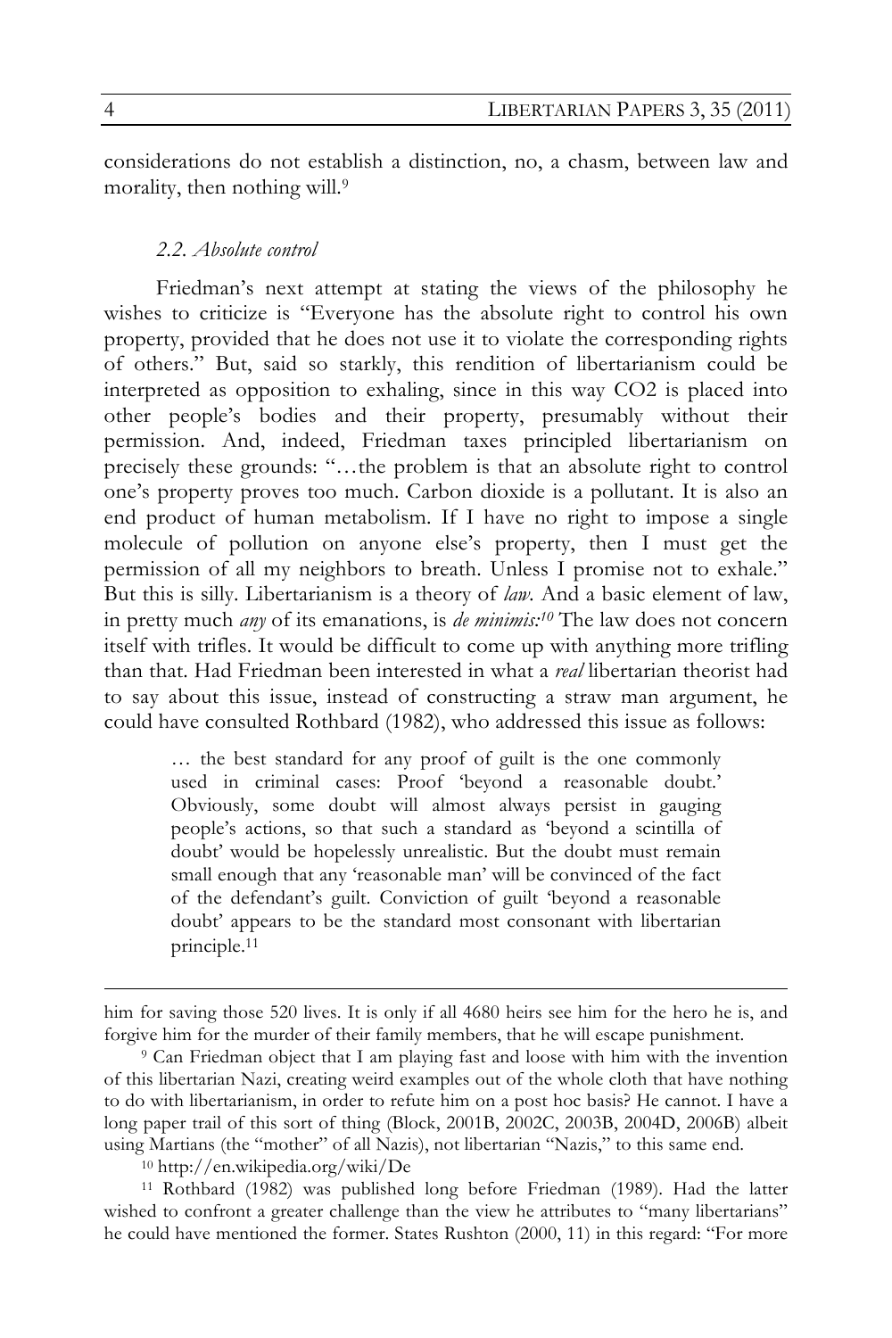considerations do not establish a distinction, no, a chasm, between law and morality, then nothing will.[9]

### *2.2. Absolute control*

Friedman's next attempt at stating the views of the philosophy he wishes to criticize is "Everyone has the absolute right to control his own property, provided that he does not use it to violate the corresponding rights of others." But, said so starkly, this rendition of libertarianism could be interpreted as opposition to exhaling, since in this way $CO_2$ is placed into other people's bodies and their property, presumably without their permission. And, indeed, Friedman taxes principled libertarianism on precisely these grounds: "…the problem is that an absolute right to control one's property proves too much. Carbon dioxide is a pollutant. It is also an end product of human metabolism. If I have no right to impose a single molecule of pollution on anyone else's property, then I must get the permission of all my neighbors to breath. Unless I promise not to exhale." But this is silly. Libertarianism is a theory of *law*. And a basic element of law, in pretty much *any* of its emanations, is *de minimis:*[10] The law does not concern itself with trifles. It would be difficult to come up with anything more trifling than that. Had Friedman been interested in what a *real* libertarian theorist had to say about this issue, instead of constructing a straw man argument, he could have consulted Rothbard (1982), who addressed this issue as follows:

> … the best standard for any proof of guilt is the one commonly used in criminal cases: Proof 'beyond a reasonable doubt.' Obviously, some doubt will almost always persist in gauging people's actions, so that such a standard as 'beyond a scintilla of doubt' would be hopelessly unrealistic. But the doubt must remain small enough that any 'reasonable man' will be convinced of the fact of the defendant's guilt. Conviction of guilt 'beyond a reasonable doubt' appears to be the standard most consonant with libertarian principle.[11]

---

him for saving those 520 lives. It is only if all 4680 heirs see him for the hero he is, and forgive him for the murder of their family members, that he will escape punishment.

[9] Can Friedman object that I am playing fast and loose with him with the invention of this libertarian Nazi, creating weird examples out of the whole cloth that have nothing to do with libertarianism, in order to refute him on a post hoc basis? He cannot. I have a long paper trail of this sort of thing (Block, 2001B, 2002C, 2003B, 2004D, 2006B) albeit using Martians (the "mother" of all Nazis), not libertarian "Nazis," to this same end.

[10] http://en.wikipedia.org/wiki/De

[11] Rothbard (1982) was published long before Friedman (1989). Had the latter wished to confront a greater challenge than the view he attributes to "many libertarians" he could have mentioned the former. States Rushton (2000, 11) in this regard: "For more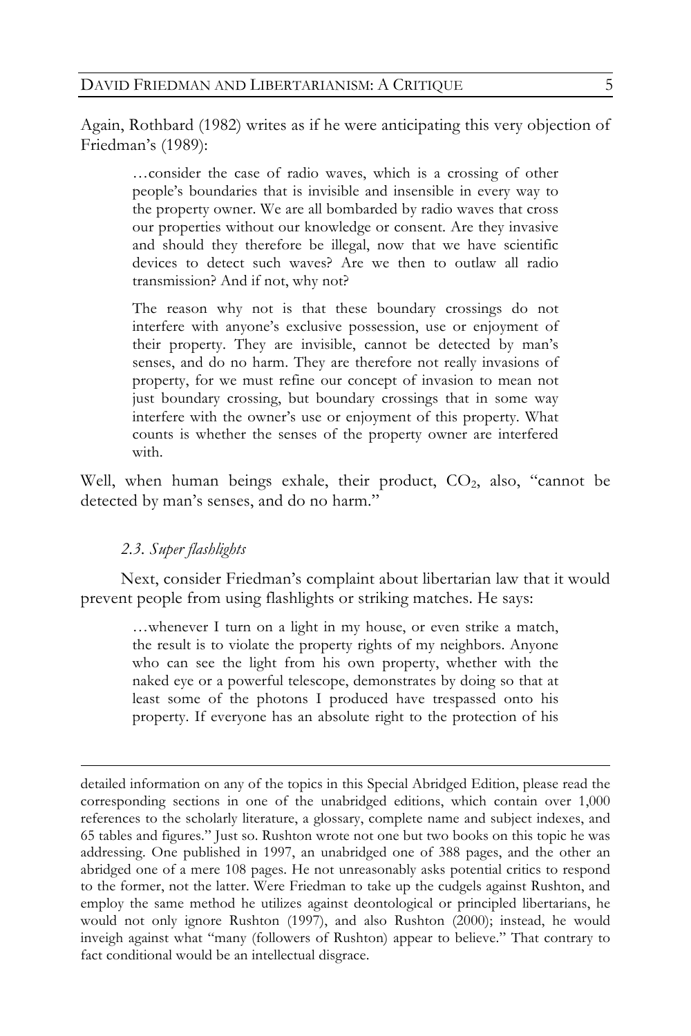Again, Rothbard (1982) writes as if he were anticipating this very objection of Friedman's (1989):

> …consider the case of radio waves, which is a crossing of other people's boundaries that is invisible and insensible in every way to the property owner. We are all bombarded by radio waves that cross our properties without our knowledge or consent. Are they invasive and should they therefore be illegal, now that we have scientific devices to detect such waves? Are we then to outlaw all radio transmission? And if not, why not?
>
> The reason why not is that these boundary crossings do not interfere with anyone's exclusive possession, use or enjoyment of their property. They are invisible, cannot be detected by man's senses, and do no harm. They are therefore not really invasions of property, for we must refine our concept of invasion to mean not just boundary crossing, but boundary crossings that in some way interfere with the owner's use or enjoyment of this property. What counts is whether the senses of the property owner are interfered with.

Well, when human beings exhale, their product, $CO_2$, also, "cannot be detected by man's senses, and do no harm."

### *2.3. Super flashlights*

Next, consider Friedman's complaint about libertarian law that it would prevent people from using flashlights or striking matches. He says:

> …whenever I turn on a light in my house, or even strike a match, the result is to violate the property rights of my neighbors. Anyone who can see the light from his own property, whether with the naked eye or a powerful telescope, demonstrates by doing so that at least some of the photons I produced have trespassed onto his property. If everyone has an absolute right to the protection of his

---

detailed information on any of the topics in this Special Abridged Edition, please read the corresponding sections in one of the unabridged editions, which contain over 1,000 references to the scholarly literature, a glossary, complete name and subject indexes, and 65 tables and figures." Just so. Rushton wrote not one but two books on this topic he was addressing. One published in 1997, an unabridged one of 388 pages, and the other an abridged one of a mere 108 pages. He not unreasonably asks potential critics to respond to the former, not the latter. Were Friedman to take up the cudgels against Rushton, and employ the same method he utilizes against deontological or principled libertarians, he would not only ignore Rushton (1997), and also Rushton (2000); instead, he would inveigh against what "many (followers of Rushton) appear to believe." That contrary to fact conditional would be an intellectual disgrace.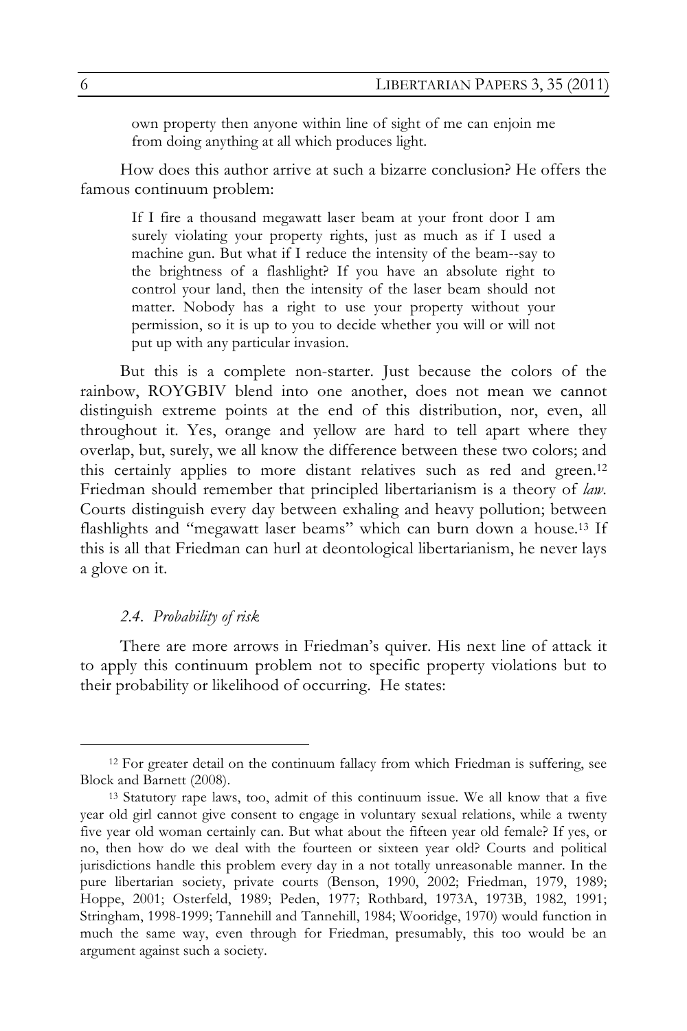> own property then anyone within line of sight of me can enjoin me from doing anything at all which produces light.

How does this author arrive at such a bizarre conclusion? He offers the famous continuum problem:

> If I fire a thousand megawatt laser beam at your front door I am surely violating your property rights, just as much as if I used a machine gun. But what if I reduce the intensity of the beam--say to the brightness of a flashlight? If you have an absolute right to control your land, then the intensity of the laser beam should not matter. Nobody has a right to use your property without your permission, so it is up to you to decide whether you will or will not put up with any particular invasion.

But this is a complete non-starter. Just because the colors of the rainbow, ROYGBIV blend into one another, does not mean we cannot distinguish extreme points at the end of this distribution, nor, even, all throughout it. Yes, orange and yellow are hard to tell apart where they overlap, but, surely, we all know the difference between these two colors; and this certainly applies to more distant relatives such as red and green.[12] Friedman should remember that principled libertarianism is a theory of *law*. Courts distinguish every day between exhaling and heavy pollution; between flashlights and "megawatt laser beams" which can burn down a house.[13] If this is all that Friedman can hurl at deontological libertarianism, he never lays a glove on it.

### *2.4. Probability of risk*

There are more arrows in Friedman's quiver. His next line of attack it to apply this continuum problem not to specific property violations but to their probability or likelihood of occurring. He states:

---

[12] For greater detail on the continuum fallacy from which Friedman is suffering, see Block and Barnett (2008).

[13] Statutory rape laws, too, admit of this continuum issue. We all know that a five year old girl cannot give consent to engage in voluntary sexual relations, while a twenty five year old woman certainly can. But what about the fifteen year old female? If yes, or no, then how do we deal with the fourteen or sixteen year old? Courts and political jurisdictions handle this problem every day in a not totally unreasonable manner. In the pure libertarian society, private courts (Benson, 1990, 2002; Friedman, 1979, 1989; Hoppe, 2001; Osterfeld, 1989; Peden, 1977; Rothbard, 1973A, 1973B, 1982, 1991; Stringham, 1998-1999; Tannehill and Tannehill, 1984; Wooridge, 1970) would function in much the same way, even through for Friedman, presumably, this too would be an argument against such a society.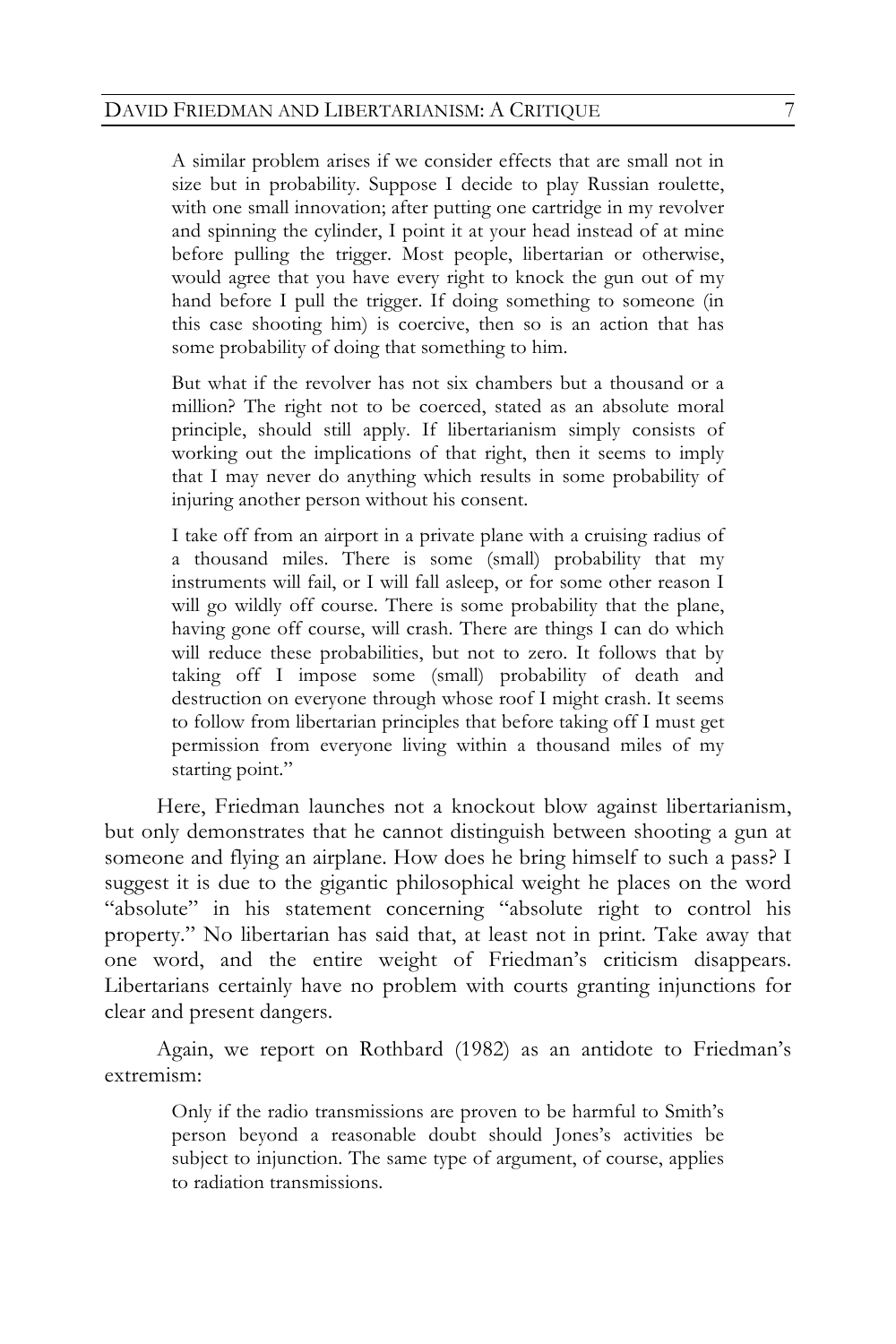> A similar problem arises if we consider effects that are small not in size but in probability. Suppose I decide to play Russian roulette, with one small innovation; after putting one cartridge in my revolver and spinning the cylinder, I point it at your head instead of at mine before pulling the trigger. Most people, libertarian or otherwise, would agree that you have every right to knock the gun out of my hand before I pull the trigger. If doing something to someone (in this case shooting him) is coercive, then so is an action that has some probability of doing that something to him.
>
> But what if the revolver has not six chambers but a thousand or a million? The right not to be coerced, stated as an absolute moral principle, should still apply. If libertarianism simply consists of working out the implications of that right, then it seems to imply that I may never do anything which results in some probability of injuring another person without his consent.
>
> I take off from an airport in a private plane with a cruising radius of a thousand miles. There is some (small) probability that my instruments will fail, or I will fall asleep, or for some other reason I will go wildly off course. There is some probability that the plane, having gone off course, will crash. There are things I can do which will reduce these probabilities, but not to zero. It follows that by taking off I impose some (small) probability of death and destruction on everyone through whose roof I might crash. It seems to follow from libertarian principles that before taking off I must get permission from everyone living within a thousand miles of my starting point."

Here, Friedman launches not a knockout blow against libertarianism, but only demonstrates that he cannot distinguish between shooting a gun at someone and flying an airplane. How does he bring himself to such a pass? I suggest it is due to the gigantic philosophical weight he places on the word "absolute" in his statement concerning "absolute right to control his property." No libertarian has said that, at least not in print. Take away that one word, and the entire weight of Friedman's criticism disappears. Libertarians certainly have no problem with courts granting injunctions for clear and present dangers.

Again, we report on Rothbard (1982) as an antidote to Friedman's extremism:

> Only if the radio transmissions are proven to be harmful to Smith's person beyond a reasonable doubt should Jones's activities be subject to injunction. The same type of argument, of course, applies to radiation transmissions.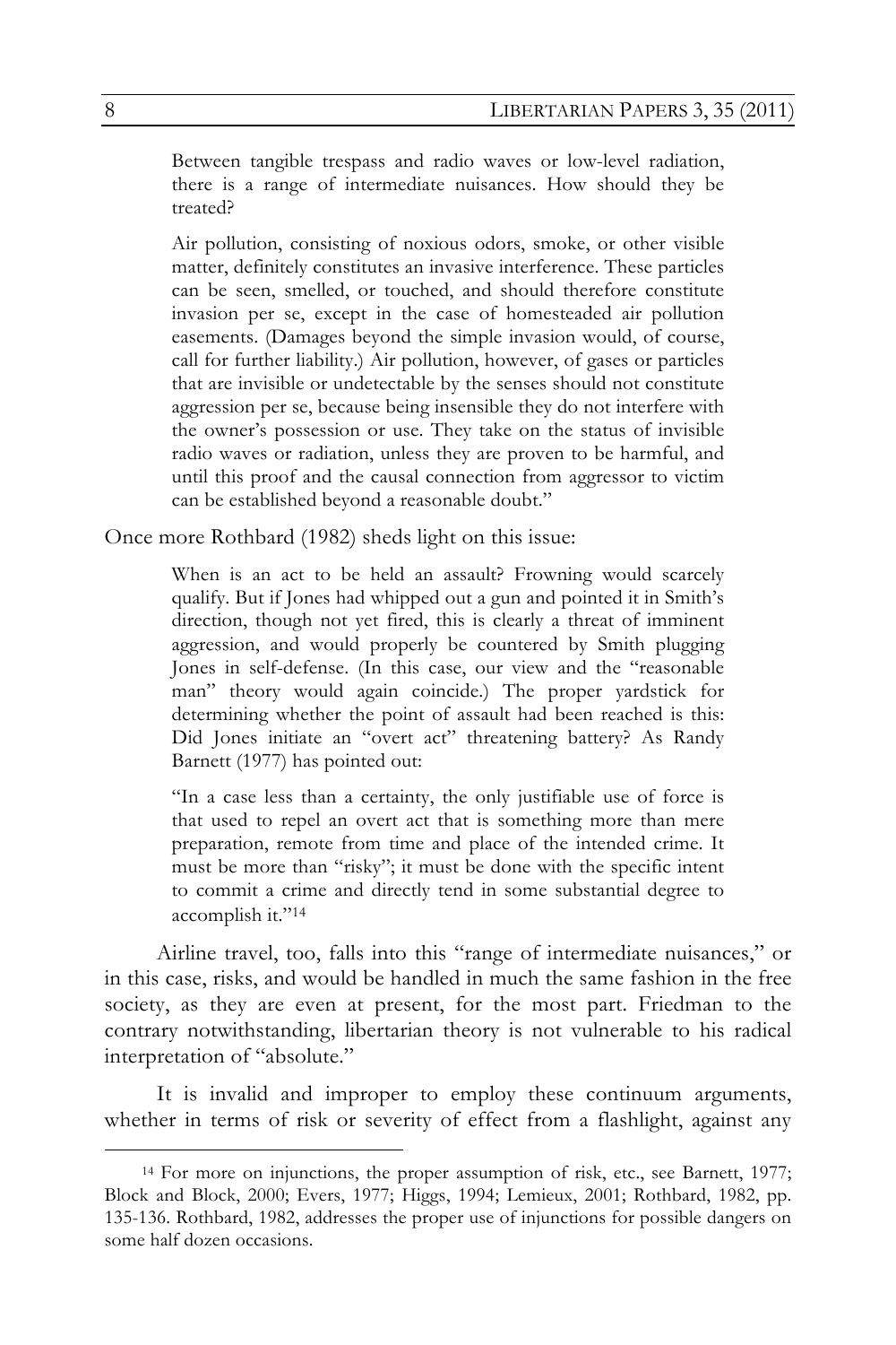> Between tangible trespass and radio waves or low-level radiation, there is a range of intermediate nuisances. How should they be treated?
>
> Air pollution, consisting of noxious odors, smoke, or other visible matter, definitely constitutes an invasive interference. These particles can be seen, smelled, or touched, and should therefore constitute invasion per se, except in the case of homesteaded air pollution easements. (Damages beyond the simple invasion would, of course, call for further liability.) Air pollution, however, of gases or particles that are invisible or undetectable by the senses should not constitute aggression per se, because being insensible they do not interfere with the owner's possession or use. They take on the status of invisible radio waves or radiation, unless they are proven to be harmful, and until this proof and the causal connection from aggressor to victim can be established beyond a reasonable doubt."

Once more Rothbard (1982) sheds light on this issue:

> When is an act to be held an assault? Frowning would scarcely qualify. But if Jones had whipped out a gun and pointed it in Smith's direction, though not yet fired, this is clearly a threat of imminent aggression, and would properly be countered by Smith plugging Jones in self-defense. (In this case, our view and the "reasonable man" theory would again coincide.) The proper yardstick for determining whether the point of assault had been reached is this: Did Jones initiate an "overt act" threatening battery? As Randy Barnett (1977) has pointed out:
>
> "In a case less than a certainty, the only justifiable use of force is that used to repel an overt act that is something more than mere preparation, remote from time and place of the intended crime. It must be more than "risky"; it must be done with the specific intent to commit a crime and directly tend in some substantial degree to accomplish it."[14]

Airline travel, too, falls into this "range of intermediate nuisances," or in this case, risks, and would be handled in much the same fashion in the free society, as they are even at present, for the most part. Friedman to the contrary notwithstanding, libertarian theory is not vulnerable to his radical interpretation of "absolute."

It is invalid and improper to employ these continuum arguments, whether in terms of risk or severity of effect from a flashlight, against any

[14] For more on injunctions, the proper assumption of risk, etc., see Barnett, 1977; Block and Block, 2000; Evers, 1977; Higgs, 1994; Lemieux, 2001; Rothbard, 1982, pp. 135-136. Rothbard, 1982, addresses the proper use of injunctions for possible dangers on some half dozen occasions.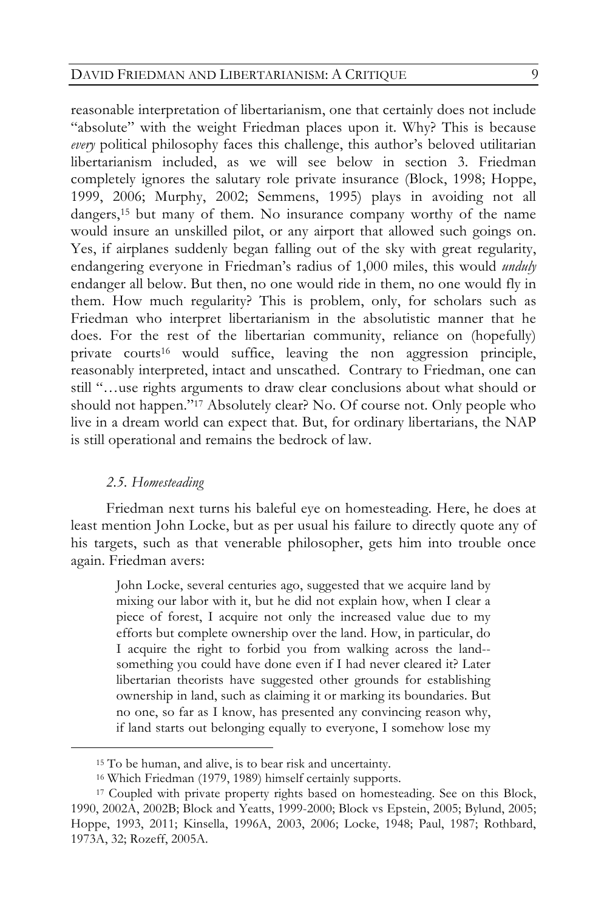reasonable interpretation of libertarianism, one that certainly does not include "absolute" with the weight Friedman places upon it. Why? This is because *every* political philosophy faces this challenge, this author's beloved utilitarian libertarianism included, as we will see below in section 3. Friedman completely ignores the salutary role private insurance (Block, 1998; Hoppe, 1999, 2006; Murphy, 2002; Semmens, 1995) plays in avoiding not all dangers,[15] but many of them. No insurance company worthy of the name would insure an unskilled pilot, or any airport that allowed such goings on. Yes, if airplanes suddenly began falling out of the sky with great regularity, endangering everyone in Friedman's radius of 1,000 miles, this would *unduly* endanger all below. But then, no one would ride in them, no one would fly in them. How much regularity? This is problem, only, for scholars such as Friedman who interpret libertarianism in the absolutistic manner that he does. For the rest of the libertarian community, reliance on (hopefully) private courts[16] would suffice, leaving the non aggression principle, reasonably interpreted, intact and unscathed. Contrary to Friedman, one can still "…use rights arguments to draw clear conclusions about what should or should not happen."[17] Absolutely clear? No. Of course not. Only people who live in a dream world can expect that. But, for ordinary libertarians, the NAP is still operational and remains the bedrock of law.

### *2.5. Homesteading*

Friedman next turns his baleful eye on homesteading. Here, he does at least mention John Locke, but as per usual his failure to directly quote any of his targets, such as that venerable philosopher, gets him into trouble once again. Friedman avers:

> John Locke, several centuries ago, suggested that we acquire land by mixing our labor with it, but he did not explain how, when I clear a piece of forest, I acquire not only the increased value due to my efforts but complete ownership over the land. How, in particular, do I acquire the right to forbid you from walking across the land--something you could have done even if I had never cleared it? Later libertarian theorists have suggested other grounds for establishing ownership in land, such as claiming it or marking its boundaries. But no one, so far as I know, has presented any convincing reason why, if land starts out belonging equally to everyone, I somehow lose my

---

[15] To be human, and alive, is to bear risk and uncertainty.

[16] Which Friedman (1979, 1989) himself certainly supports.

[17] Coupled with private property rights based on homesteading. See on this Block, 1990, 2002A, 2002B; Block and Yeatts, 1999-2000; Block vs Epstein, 2005; Bylund, 2005; Hoppe, 1993, 2011; Kinsella, 1996A, 2003, 2006; Locke, 1948; Paul, 1987; Rothbard, 1973A, 32; Rozeff, 2005A.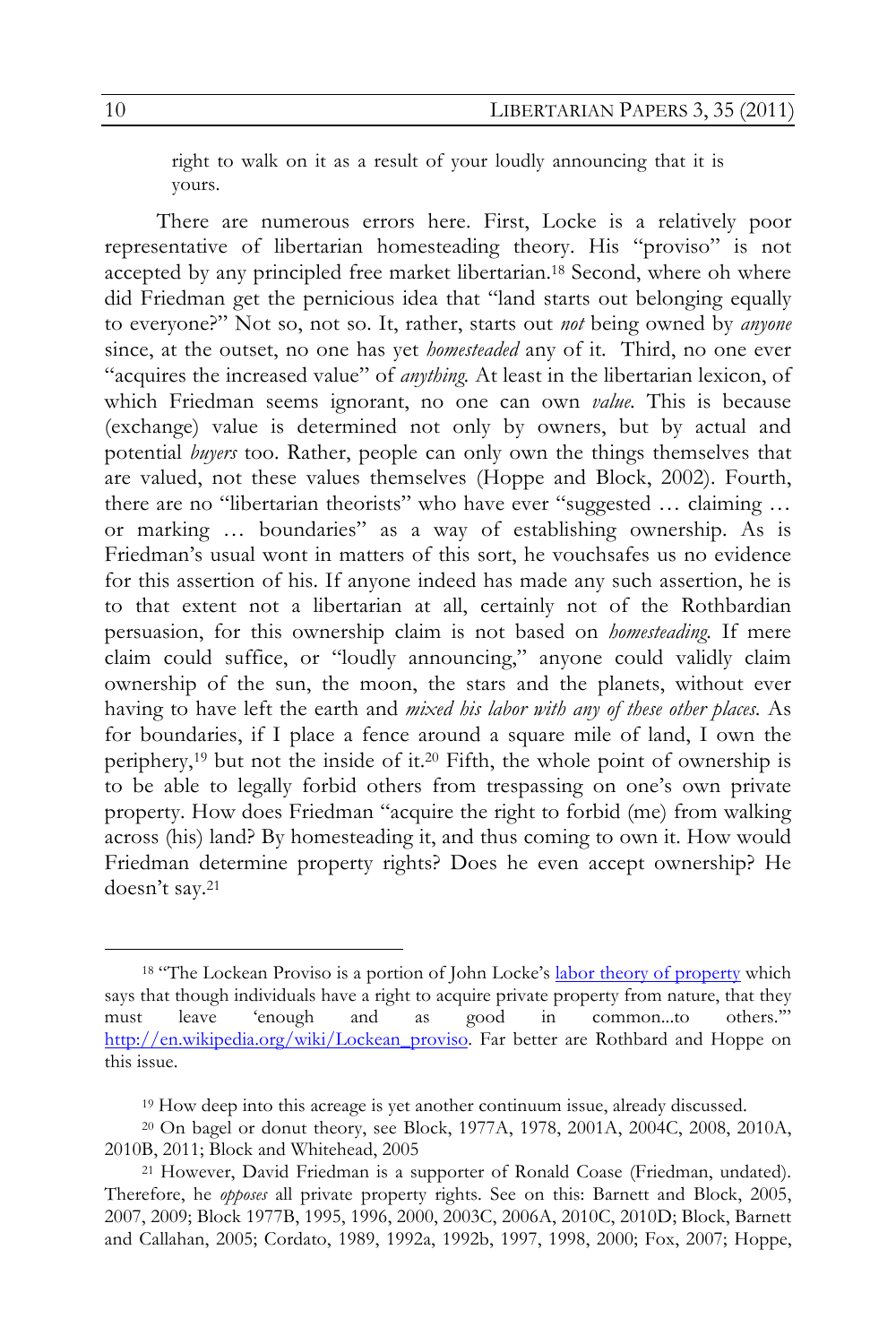> right to walk on it as a result of your loudly announcing that it is yours.

There are numerous errors here. First, Locke is a relatively poor representative of libertarian homesteading theory. His "proviso" is not accepted by any principled free market libertarian.[18] Second, where oh where did Friedman get the pernicious idea that "land starts out belonging equally to everyone?" Not so, not so. It, rather, starts out *not* being owned by *anyone* since, at the outset, no one has yet *homesteaded* any of it. Third, no one ever "acquires the increased value" of *anything.* At least in the libertarian lexicon, of which Friedman seems ignorant, no one can own *value.* This is because (exchange) value is determined not only by owners, but by actual and potential *buyers* too. Rather, people can only own the things themselves that are valued, not these values themselves (Hoppe and Block, 2002). Fourth, there are no "libertarian theorists" who have ever "suggested … claiming … or marking … boundaries" as a way of establishing ownership. As is Friedman's usual wont in matters of this sort, he vouchsafes us no evidence for this assertion of his. If anyone indeed has made any such assertion, he is to that extent not a libertarian at all, certainly not of the Rothbardian persuasion, for this ownership claim is not based on *homesteading.* If mere claim could suffice, or "loudly announcing," anyone could validly claim ownership of the sun, the moon, the stars and the planets, without ever having to have left the earth and *mixed his labor with any of these other places.* As for boundaries, if I place a fence around a square mile of land, I own the periphery,[19] but not the inside of it.[20] Fifth, the whole point of ownership is to be able to legally forbid others from trespassing on one's own private property. How does Friedman "acquire the right to forbid (me) from walking across (his) land? By homesteading it, and thus coming to own it. How would Friedman determine property rights? Does he even accept ownership? He doesn't say.[21]

---

[18] "The Lockean Proviso is a portion of John Locke's labor theory of property which says that though individuals have a right to acquire private property from nature, that they must leave 'enough and as good in common...to others.'" http://en.wikipedia.org/wiki/Lockean_proviso. Far better are Rothbard and Hoppe on this issue.

[19] How deep into this acreage is yet another continuum issue, already discussed.

[20] On bagel or donut theory, see Block, 1977A, 1978, 2001A, 2004C, 2008, 2010A, 2010B, 2011; Block and Whitehead, 2005

[21] However, David Friedman is a supporter of Ronald Coase (Friedman, undated). Therefore, he *opposes* all private property rights. See on this: Barnett and Block, 2005, 2007, 2009; Block 1977B, 1995, 1996, 2000, 2003C, 2006A, 2010C, 2010D; Block, Barnett and Callahan, 2005; Cordato, 1989, 1992a, 1992b, 1997, 1998, 2000; Fox, 2007; Hoppe,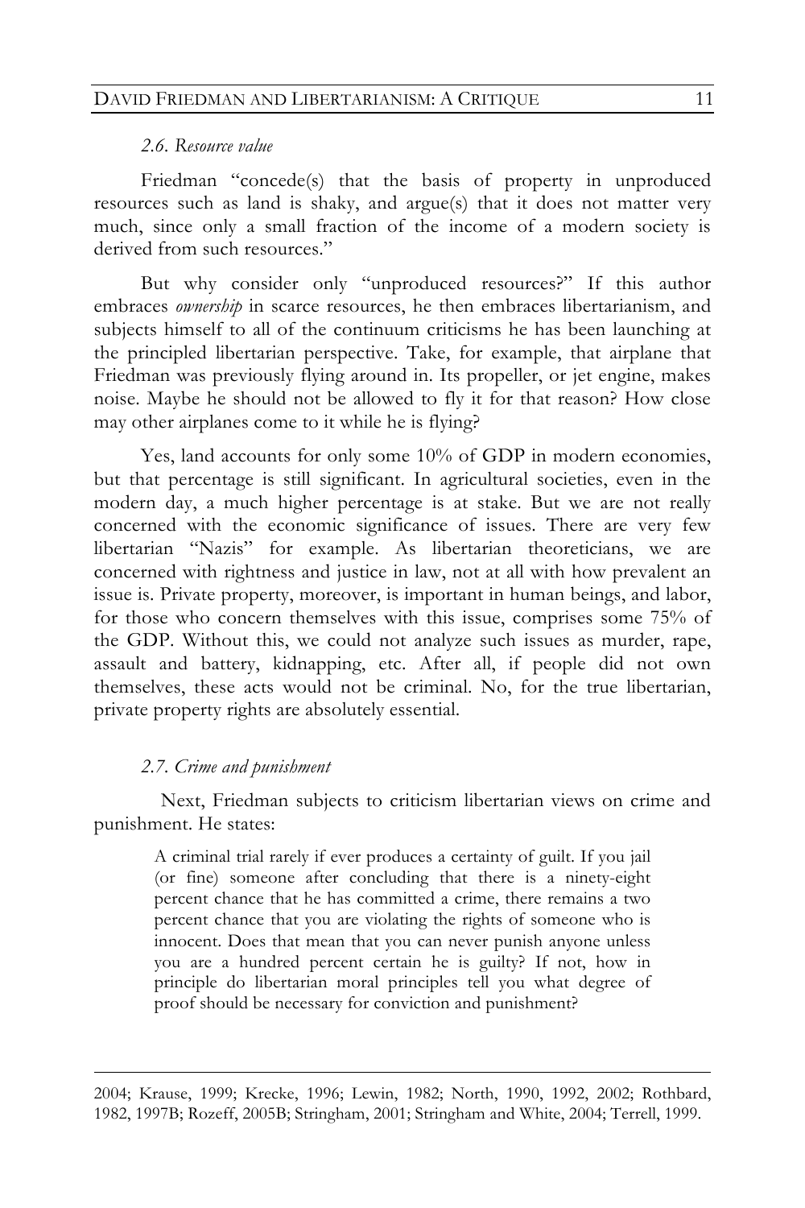### *2.6. Resource value*

Friedman "concede(s) that the basis of property in unproduced resources such as land is shaky, and argue(s) that it does not matter very much, since only a small fraction of the income of a modern society is derived from such resources."

But why consider only "unproduced resources?" If this author embraces *ownership* in scarce resources, he then embraces libertarianism, and subjects himself to all of the continuum criticisms he has been launching at the principled libertarian perspective. Take, for example, that airplane that Friedman was previously flying around in. Its propeller, or jet engine, makes noise. Maybe he should not be allowed to fly it for that reason? How close may other airplanes come to it while he is flying?

Yes, land accounts for only some 10% of GDP in modern economies, but that percentage is still significant. In agricultural societies, even in the modern day, a much higher percentage is at stake. But we are not really concerned with the economic significance of issues. There are very few libertarian "Nazis" for example. As libertarian theoreticians, we are concerned with rightness and justice in law, not at all with how prevalent an issue is. Private property, moreover, is important in human beings, and labor, for those who concern themselves with this issue, comprises some 75% of the GDP. Without this, we could not analyze such issues as murder, rape, assault and battery, kidnapping, etc. After all, if people did not own themselves, these acts would not be criminal. No, for the true libertarian, private property rights are absolutely essential.

### *2.7. Crime and punishment*

Next, Friedman subjects to criticism libertarian views on crime and punishment. He states:

> A criminal trial rarely if ever produces a certainty of guilt. If you jail (or fine) someone after concluding that there is a ninety-eight percent chance that he has committed a crime, there remains a two percent chance that you are violating the rights of someone who is innocent. Does that mean that you can never punish anyone unless you are a hundred percent certain he is guilty? If not, how in principle do libertarian moral principles tell you what degree of proof should be necessary for conviction and punishment?

---

2004; Krause, 1999; Krecke, 1996; Lewin, 1982; North, 1990, 1992, 2002; Rothbard, 1982, 1997B; Rozeff, 2005B; Stringham, 2001; Stringham and White, 2004; Terrell, 1999.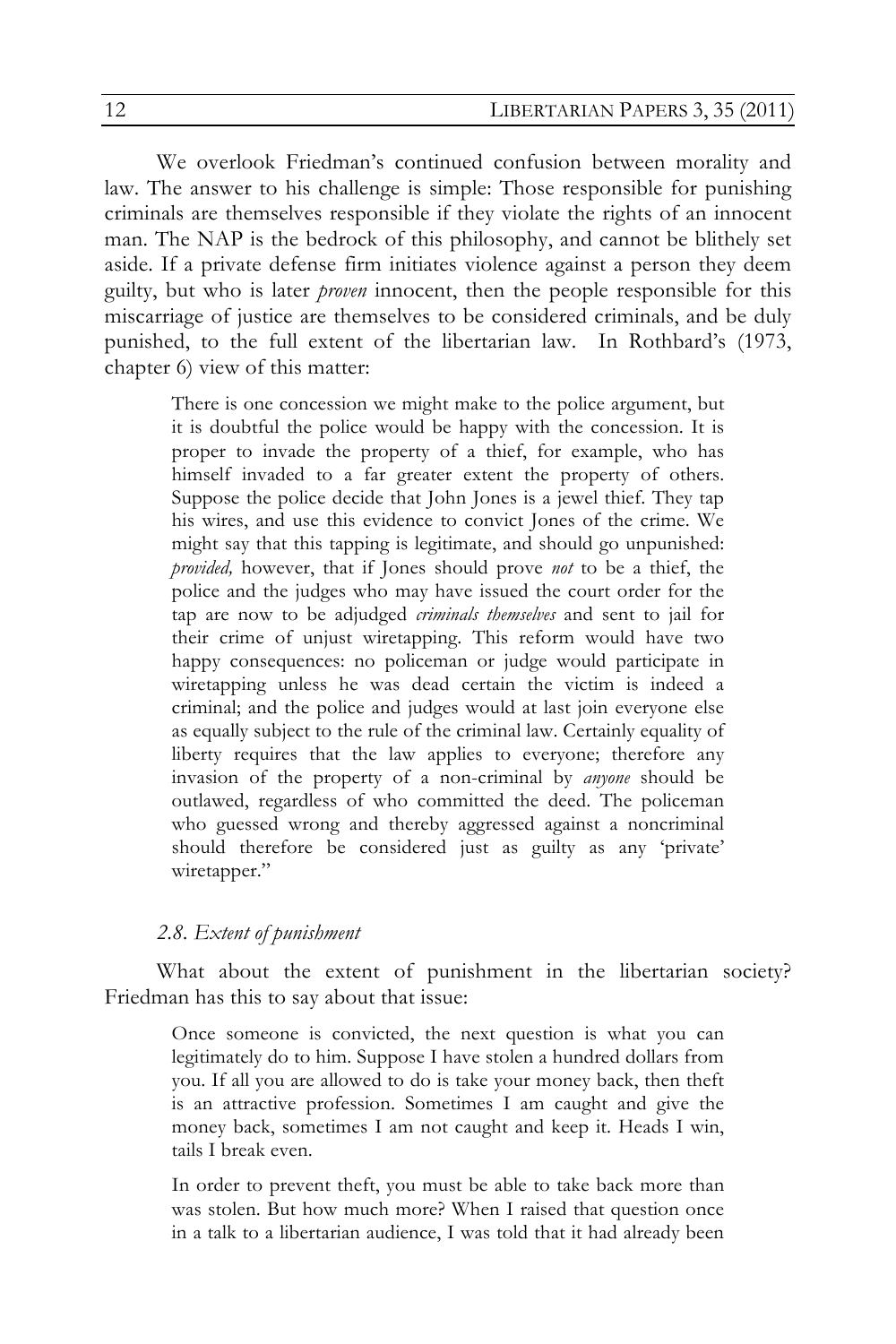We overlook Friedman's continued confusion between morality and law. The answer to his challenge is simple: Those responsible for punishing criminals are themselves responsible if they violate the rights of an innocent man. The NAP is the bedrock of this philosophy, and cannot be blithely set aside. If a private defense firm initiates violence against a person they deem guilty, but who is later *proven* innocent, then the people responsible for this miscarriage of justice are themselves to be considered criminals, and be duly punished, to the full extent of the libertarian law. In Rothbard's (1973, chapter 6) view of this matter:

> There is one concession we might make to the police argument, but it is doubtful the police would be happy with the concession. It is proper to invade the property of a thief, for example, who has himself invaded to a far greater extent the property of others. Suppose the police decide that John Jones is a jewel thief. They tap his wires, and use this evidence to convict Jones of the crime. We might say that this tapping is legitimate, and should go unpunished: *provided,* however, that if Jones should prove *not* to be a thief, the police and the judges who may have issued the court order for the tap are now to be adjudged *criminals themselves* and sent to jail for their crime of unjust wiretapping. This reform would have two happy consequences: no policeman or judge would participate in wiretapping unless he was dead certain the victim is indeed a criminal; and the police and judges would at last join everyone else as equally subject to the rule of the criminal law. Certainly equality of liberty requires that the law applies to everyone; therefore any invasion of the property of a non-criminal by *anyone* should be outlawed, regardless of who committed the deed. The policeman who guessed wrong and thereby aggressed against a noncriminal should therefore be considered just as guilty as any 'private' wiretapper."

### *2.8. Extent of punishment*

What about the extent of punishment in the libertarian society? Friedman has this to say about that issue:

> Once someone is convicted, the next question is what you can legitimately do to him. Suppose I have stolen a hundred dollars from you. If all you are allowed to do is take your money back, then theft is an attractive profession. Sometimes I am caught and give the money back, sometimes I am not caught and keep it. Heads I win, tails I break even.
>
> In order to prevent theft, you must be able to take back more than was stolen. But how much more? When I raised that question once in a talk to a libertarian audience, I was told that it had already been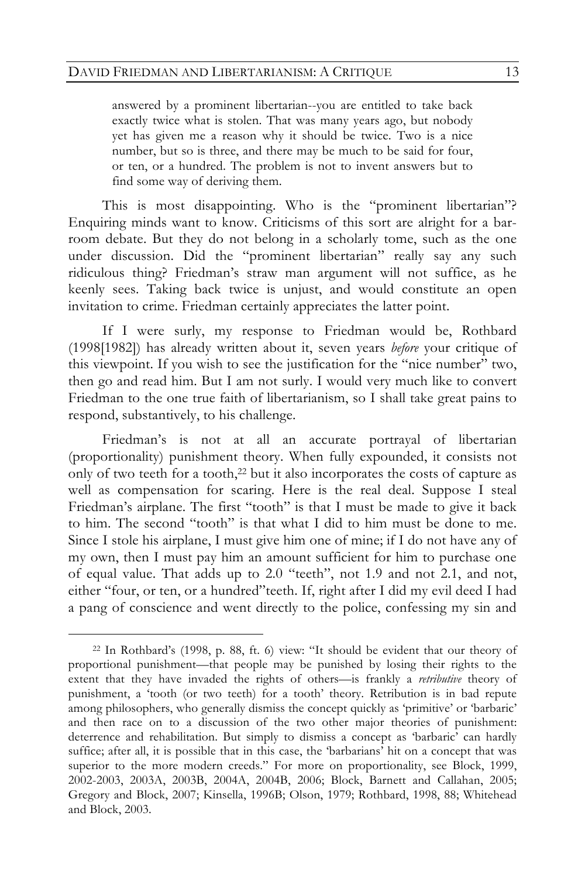> answered by a prominent libertarian--you are entitled to take back exactly twice what is stolen. That was many years ago, but nobody yet has given me a reason why it should be twice. Two is a nice number, but so is three, and there may be much to be said for four, or ten, or a hundred. The problem is not to invent answers but to find some way of deriving them.

This is most disappointing. Who is the "prominent libertarian"? Enquiring minds want to know. Criticisms of this sort are alright for a bar-room debate. But they do not belong in a scholarly tome, such as the one under discussion. Did the "prominent libertarian" really say any such ridiculous thing? Friedman's straw man argument will not suffice, as he keenly sees. Taking back twice is unjust, and would constitute an open invitation to crime. Friedman certainly appreciates the latter point.

If I were surly, my response to Friedman would be, Rothbard (1998[1982]) has already written about it, seven years *before* your critique of this viewpoint. If you wish to see the justification for the "nice number" two, then go and read him. But I am not surly. I would very much like to convert Friedman to the one true faith of libertarianism, so I shall take great pains to respond, substantively, to his challenge.

Friedman's is not at all an accurate portrayal of libertarian (proportionality) punishment theory. When fully expounded, it consists not only of two teeth for a tooth,[22] but it also incorporates the costs of capture as well as compensation for scaring. Here is the real deal. Suppose I steal Friedman's airplane. The first "tooth" is that I must be made to give it back to him. The second "tooth" is that what I did to him must be done to me. Since I stole his airplane, I must give him one of mine; if I do not have any of my own, then I must pay him an amount sufficient for him to purchase one of equal value. That adds up to 2.0 "teeth", not 1.9 and not 2.1, and not, either "four, or ten, or a hundred"teeth. If, right after I did my evil deed I had a pang of conscience and went directly to the police, confessing my sin and

---

[22] In Rothbard's (1998, p. 88, ft. 6) view: "It should be evident that our theory of proportional punishment—that people may be punished by losing their rights to the extent that they have invaded the rights of others—is frankly a *retributive* theory of punishment, a 'tooth (or two teeth) for a tooth' theory. Retribution is in bad repute among philosophers, who generally dismiss the concept quickly as 'primitive' or 'barbaric' and then race on to a discussion of the two other major theories of punishment: deterrence and rehabilitation. But simply to dismiss a concept as 'barbaric' can hardly suffice; after all, it is possible that in this case, the 'barbarians' hit on a concept that was superior to the more modern creeds." For more on proportionality, see Block, 1999, 2002-2003, 2003A, 2003B, 2004A, 2004B, 2006; Block, Barnett and Callahan, 2005; Gregory and Block, 2007; Kinsella, 1996B; Olson, 1979; Rothbard, 1998, 88; Whitehead and Block, 2003.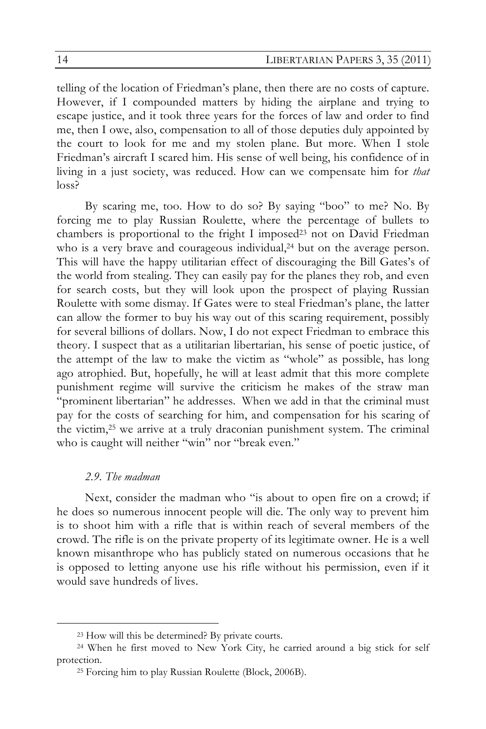telling of the location of Friedman's plane, then there are no costs of capture. However, if I compounded matters by hiding the airplane and trying to escape justice, and it took three years for the forces of law and order to find me, then I owe, also, compensation to all of those deputies duly appointed by the court to look for me and my stolen plane. But more. When I stole Friedman's aircraft I scared him. His sense of well being, his confidence of in living in a just society, was reduced. How can we compensate him for *that* loss?

By scaring me, too. How to do so? By saying "boo" to me? No. By forcing me to play Russian Roulette, where the percentage of bullets to chambers is proportional to the fright I imposed[23] not on David Friedman who is a very brave and courageous individual,[24] but on the average person. This will have the happy utilitarian effect of discouraging the Bill Gates's of the world from stealing. They can easily pay for the planes they rob, and even for search costs, but they will look upon the prospect of playing Russian Roulette with some dismay. If Gates were to steal Friedman's plane, the latter can allow the former to buy his way out of this scaring requirement, possibly for several billions of dollars. Now, I do not expect Friedman to embrace this theory. I suspect that as a utilitarian libertarian, his sense of poetic justice, of the attempt of the law to make the victim as "whole" as possible, has long ago atrophied. But, hopefully, he will at least admit that this more complete punishment regime will survive the criticism he makes of the straw man "prominent libertarian" he addresses. When we add in that the criminal must pay for the costs of searching for him, and compensation for his scaring of the victim,[25] we arrive at a truly draconian punishment system. The criminal who is caught will neither "win" nor "break even."

### *2.9. The madman*

Next, consider the madman who "is about to open fire on a crowd; if he does so numerous innocent people will die. The only way to prevent him is to shoot him with a rifle that is within reach of several members of the crowd. The rifle is on the private property of its legitimate owner. He is a well known misanthrope who has publicly stated on numerous occasions that he is opposed to letting anyone use his rifle without his permission, even if it would save hundreds of lives.

---

[23] How will this be determined? By private courts.

[24] When he first moved to New York City, he carried around a big stick for self protection.

[25] Forcing him to play Russian Roulette (Block, 2006B).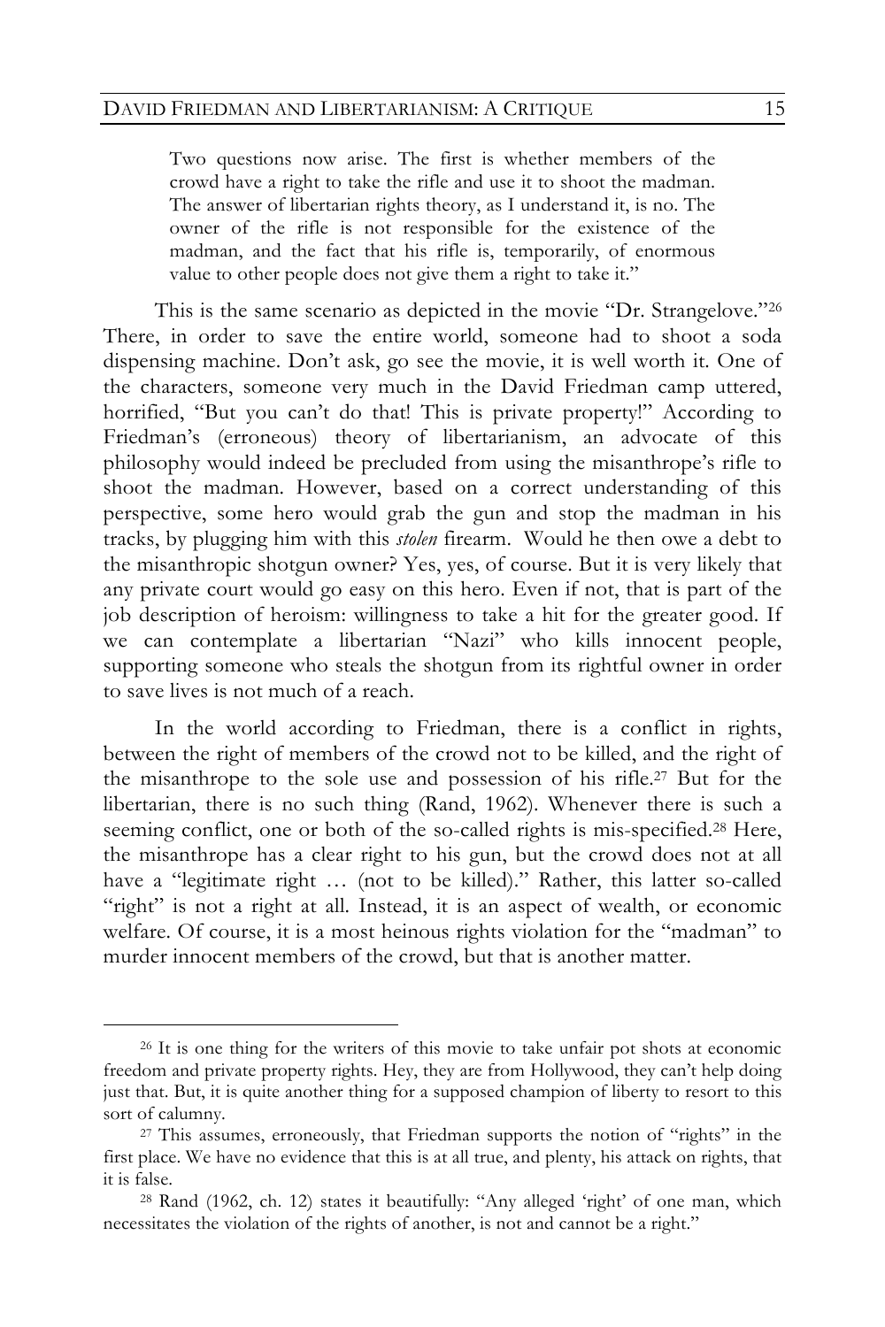> Two questions now arise. The first is whether members of the crowd have a right to take the rifle and use it to shoot the madman. The answer of libertarian rights theory, as I understand it, is no. The owner of the rifle is not responsible for the existence of the madman, and the fact that his rifle is, temporarily, of enormous value to other people does not give them a right to take it."

This is the same scenario as depicted in the movie "Dr. Strangelove."[26] There, in order to save the entire world, someone had to shoot a soda dispensing machine. Don't ask, go see the movie, it is well worth it. One of the characters, someone very much in the David Friedman camp uttered, horrified, "But you can't do that! This is private property!" According to Friedman's (erroneous) theory of libertarianism, an advocate of this philosophy would indeed be precluded from using the misanthrope's rifle to shoot the madman. However, based on a correct understanding of this perspective, some hero would grab the gun and stop the madman in his tracks, by plugging him with this *stolen* firearm. Would he then owe a debt to the misanthropic shotgun owner? Yes, yes, of course. But it is very likely that any private court would go easy on this hero. Even if not, that is part of the job description of heroism: willingness to take a hit for the greater good. If we can contemplate a libertarian "Nazi" who kills innocent people, supporting someone who steals the shotgun from its rightful owner in order to save lives is not much of a reach.

In the world according to Friedman, there is a conflict in rights, between the right of members of the crowd not to be killed, and the right of the misanthrope to the sole use and possession of his rifle.[27] But for the libertarian, there is no such thing (Rand, 1962). Whenever there is such a seeming conflict, one or both of the so-called rights is mis-specified.[28] Here, the misanthrope has a clear right to his gun, but the crowd does not at all have a "legitimate right … (not to be killed)." Rather, this latter so-called "right" is not a right at all. Instead, it is an aspect of wealth, or economic welfare. Of course, it is a most heinous rights violation for the "madman" to murder innocent members of the crowd, but that is another matter.

---

[26] It is one thing for the writers of this movie to take unfair pot shots at economic freedom and private property rights. Hey, they are from Hollywood, they can't help doing just that. But, it is quite another thing for a supposed champion of liberty to resort to this sort of calumny.

[27] This assumes, erroneously, that Friedman supports the notion of "rights" in the first place. We have no evidence that this is at all true, and plenty, his attack on rights, that it is false.

[28] Rand (1962, ch. 12) states it beautifully: "Any alleged 'right' of one man, which necessitates the violation of the rights of another, is not and cannot be a right."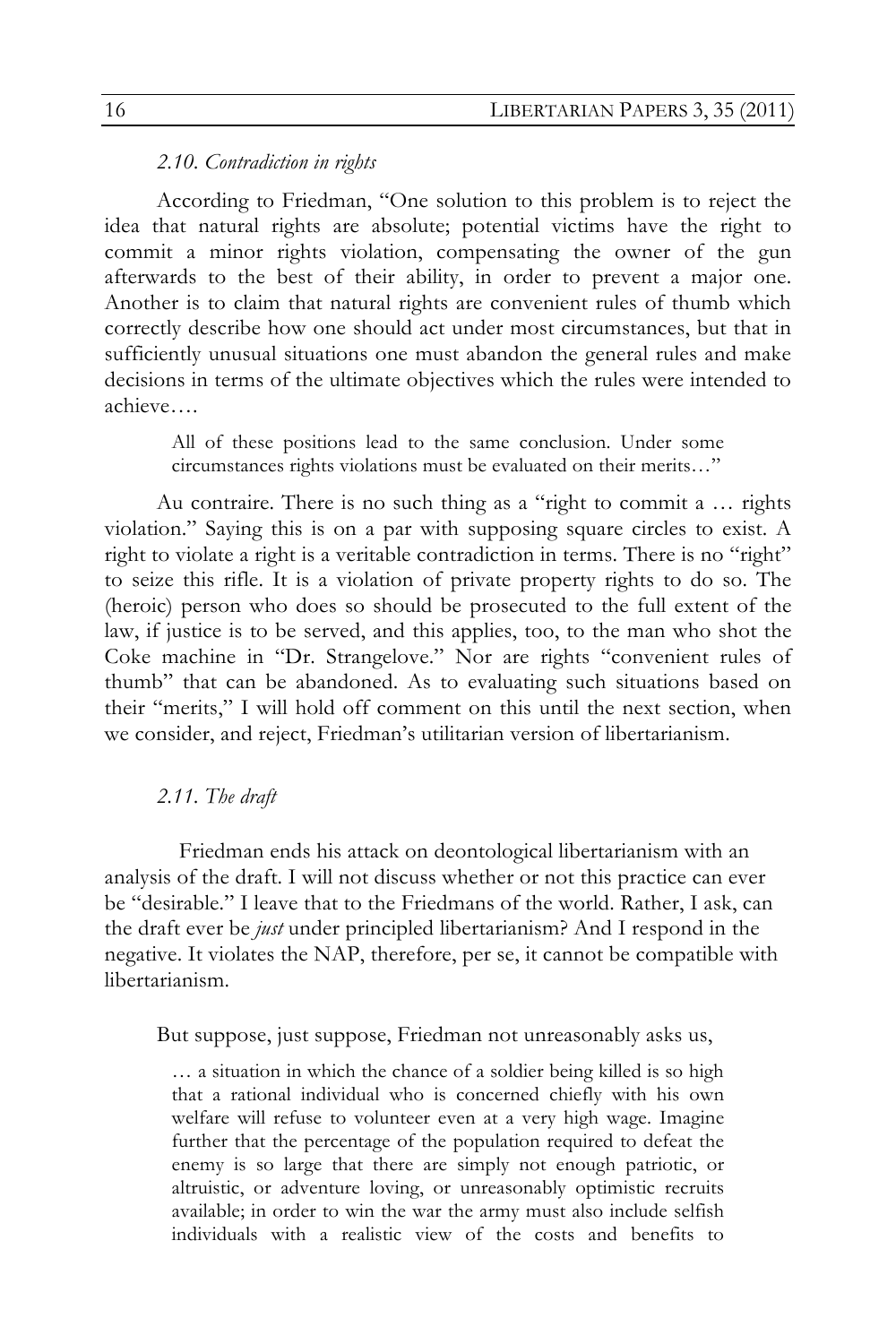### *2.10. Contradiction in rights*

According to Friedman, "One solution to this problem is to reject the idea that natural rights are absolute; potential victims have the right to commit a minor rights violation, compensating the owner of the gun afterwards to the best of their ability, in order to prevent a major one. Another is to claim that natural rights are convenient rules of thumb which correctly describe how one should act under most circumstances, but that in sufficiently unusual situations one must abandon the general rules and make decisions in terms of the ultimate objectives which the rules were intended to achieve….

> All of these positions lead to the same conclusion. Under some circumstances rights violations must be evaluated on their merits…"

Au contraire. There is no such thing as a "right to commit a … rights violation." Saying this is on a par with supposing square circles to exist. A right to violate a right is a veritable contradiction in terms. There is no "right" to seize this rifle. It is a violation of private property rights to do so. The (heroic) person who does so should be prosecuted to the full extent of the law, if justice is to be served, and this applies, too, to the man who shot the Coke machine in "Dr. Strangelove." Nor are rights "convenient rules of thumb" that can be abandoned. As to evaluating such situations based on their "merits," I will hold off comment on this until the next section, when we consider, and reject, Friedman's utilitarian version of libertarianism.

### *2.11. The draft*

Friedman ends his attack on deontological libertarianism with an analysis of the draft. I will not discuss whether or not this practice can ever be "desirable." I leave that to the Friedmans of the world. Rather, I ask, can the draft ever be *just* under principled libertarianism? And I respond in the negative. It violates the NAP, therefore, per se, it cannot be compatible with libertarianism.

But suppose, just suppose, Friedman not unreasonably asks us,

> … a situation in which the chance of a soldier being killed is so high that a rational individual who is concerned chiefly with his own welfare will refuse to volunteer even at a very high wage. Imagine further that the percentage of the population required to defeat the enemy is so large that there are simply not enough patriotic, or altruistic, or adventure loving, or unreasonably optimistic recruits available; in order to win the war the army must also include selfish individuals with a realistic view of the costs and benefits to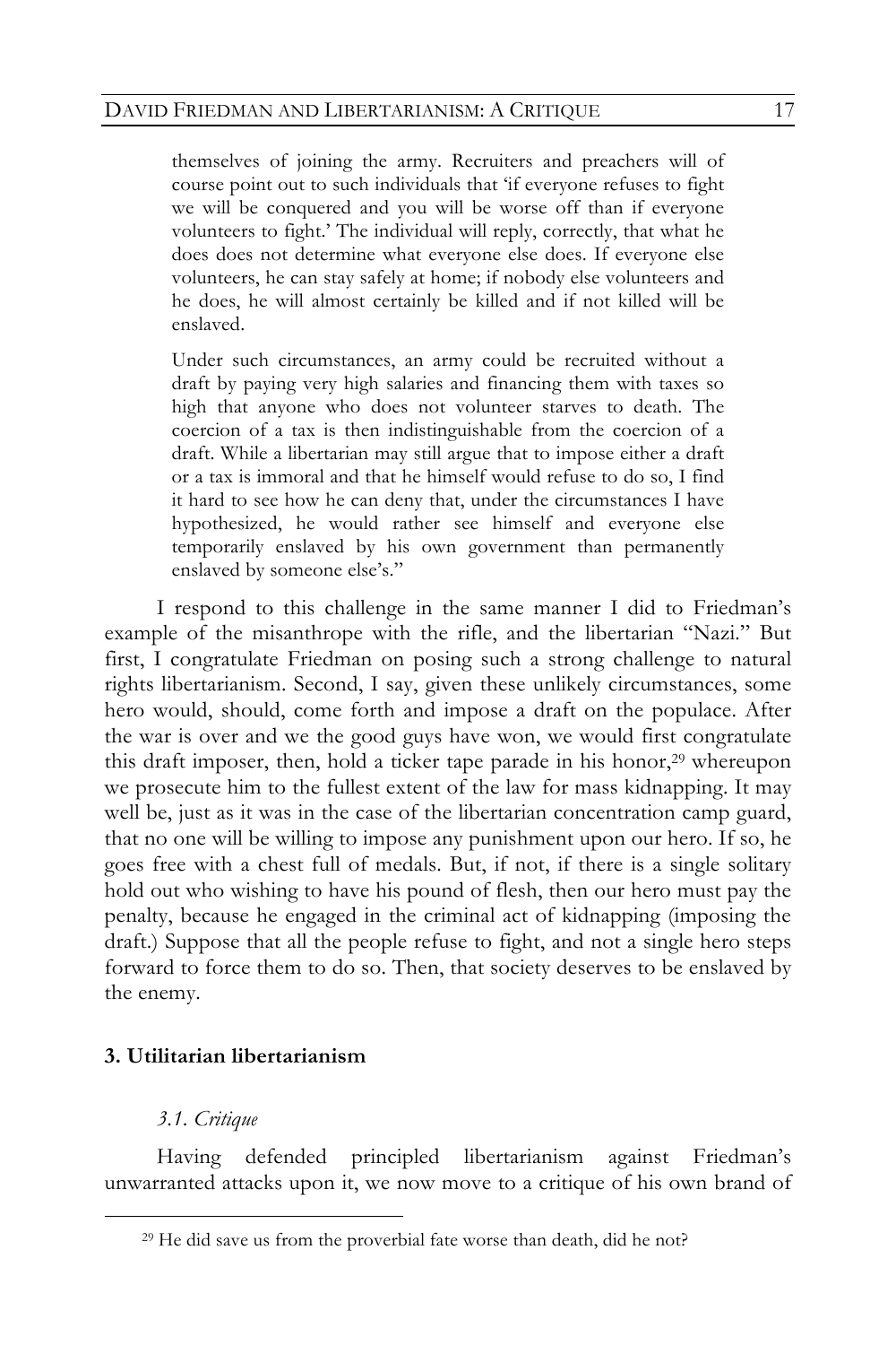> themselves of joining the army. Recruiters and preachers will of course point out to such individuals that 'if everyone refuses to fight we will be conquered and you will be worse off than if everyone volunteers to fight.' The individual will reply, correctly, that what he does does not determine what everyone else does. If everyone else volunteers, he can stay safely at home; if nobody else volunteers and he does, he will almost certainly be killed and if not killed will be enslaved.
>
> Under such circumstances, an army could be recruited without a draft by paying very high salaries and financing them with taxes so high that anyone who does not volunteer starves to death. The coercion of a tax is then indistinguishable from the coercion of a draft. While a libertarian may still argue that to impose either a draft or a tax is immoral and that he himself would refuse to do so, I find it hard to see how he can deny that, under the circumstances I have hypothesized, he would rather see himself and everyone else temporarily enslaved by his own government than permanently enslaved by someone else's."

I respond to this challenge in the same manner I did to Friedman's example of the misanthrope with the rifle, and the libertarian "Nazi." But first, I congratulate Friedman on posing such a strong challenge to natural rights libertarianism. Second, I say, given these unlikely circumstances, some hero would, should, come forth and impose a draft on the populace. After the war is over and we the good guys have won, we would first congratulate this draft imposer, then, hold a ticker tape parade in his honor,[29] whereupon we prosecute him to the fullest extent of the law for mass kidnapping. It may well be, just as it was in the case of the libertarian concentration camp guard, that no one will be willing to impose any punishment upon our hero. If so, he goes free with a chest full of medals. But, if not, if there is a single solitary hold out who wishing to have his pound of flesh, then our hero must pay the penalty, because he engaged in the criminal act of kidnapping (imposing the draft.) Suppose that all the people refuse to fight, and not a single hero steps forward to force them to do so. Then, that society deserves to be enslaved by the enemy.

## 3. Utilitarian libertarianism

### *3.1. Critique*

Having defended principled libertarianism against Friedman's unwarranted attacks upon it, we now move to a critique of his own brand of

---

[29] He did save us from the proverbial fate worse than death, did he not?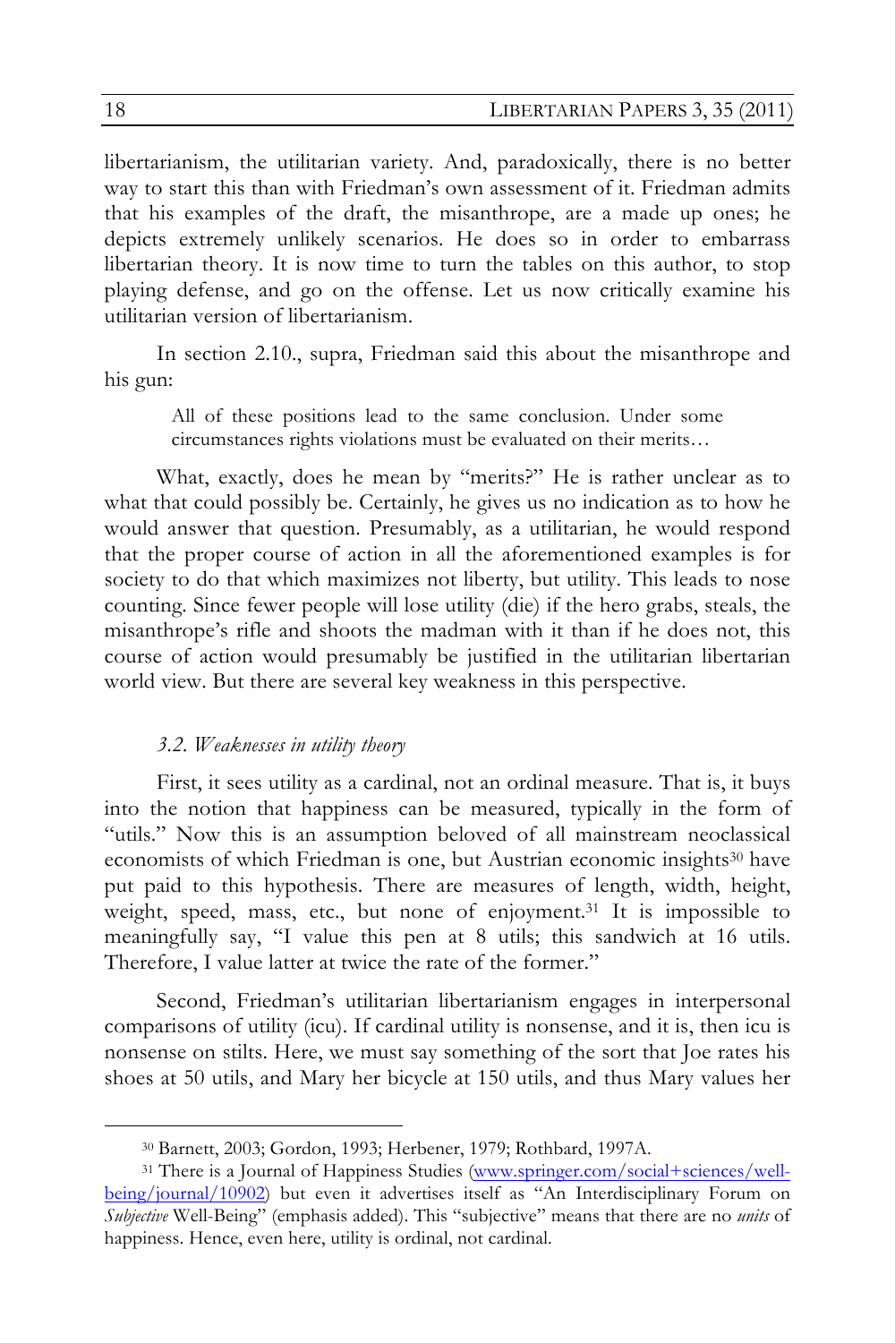libertarianism, the utilitarian variety. And, paradoxically, there is no better way to start this than with Friedman's own assessment of it. Friedman admits that his examples of the draft, the misanthrope, are a made up ones; he depicts extremely unlikely scenarios. He does so in order to embarrass libertarian theory. It is now time to turn the tables on this author, to stop playing defense, and go on the offense. Let us now critically examine his utilitarian version of libertarianism.

In section 2.10., supra, Friedman said this about the misanthrope and his gun:

> All of these positions lead to the same conclusion. Under some circumstances rights violations must be evaluated on their merits…

What, exactly, does he mean by "merits?" He is rather unclear as to what that could possibly be. Certainly, he gives us no indication as to how he would answer that question. Presumably, as a utilitarian, he would respond that the proper course of action in all the aforementioned examples is for society to do that which maximizes not liberty, but utility. This leads to nose counting. Since fewer people will lose utility (die) if the hero grabs, steals, the misanthrope's rifle and shoots the madman with it than if he does not, this course of action would presumably be justified in the utilitarian libertarian world view. But there are several key weakness in this perspective.

### *3.2. Weaknesses in utility theory*

First, it sees utility as a cardinal, not an ordinal measure. That is, it buys into the notion that happiness can be measured, typically in the form of "utils." Now this is an assumption beloved of all mainstream neoclassical economists of which Friedman is one, but Austrian economic insights[30] have put paid to this hypothesis. There are measures of length, width, height, weight, speed, mass, etc., but none of enjoyment.[31] It is impossible to meaningfully say, "I value this pen at 8 utils; this sandwich at 16 utils. Therefore, I value latter at twice the rate of the former."

Second, Friedman's utilitarian libertarianism engages in interpersonal comparisons of utility (icu). If cardinal utility is nonsense, and it is, then icu is nonsense on stilts. Here, we must say something of the sort that Joe rates his shoes at 50 utils, and Mary her bicycle at 150 utils, and thus Mary values her

---

[30] Barnett, 2003; Gordon, 1993; Herbener, 1979; Rothbard, 1997A.

[31] There is a Journal of Happiness Studies (www.springer.com/social+sciences/well-being/journal/10902) but even it advertises itself as "An Interdisciplinary Forum on *Subjective* Well-Being" (emphasis added). This "subjective" means that there are no *units* of happiness. Hence, even here, utility is ordinal, not cardinal.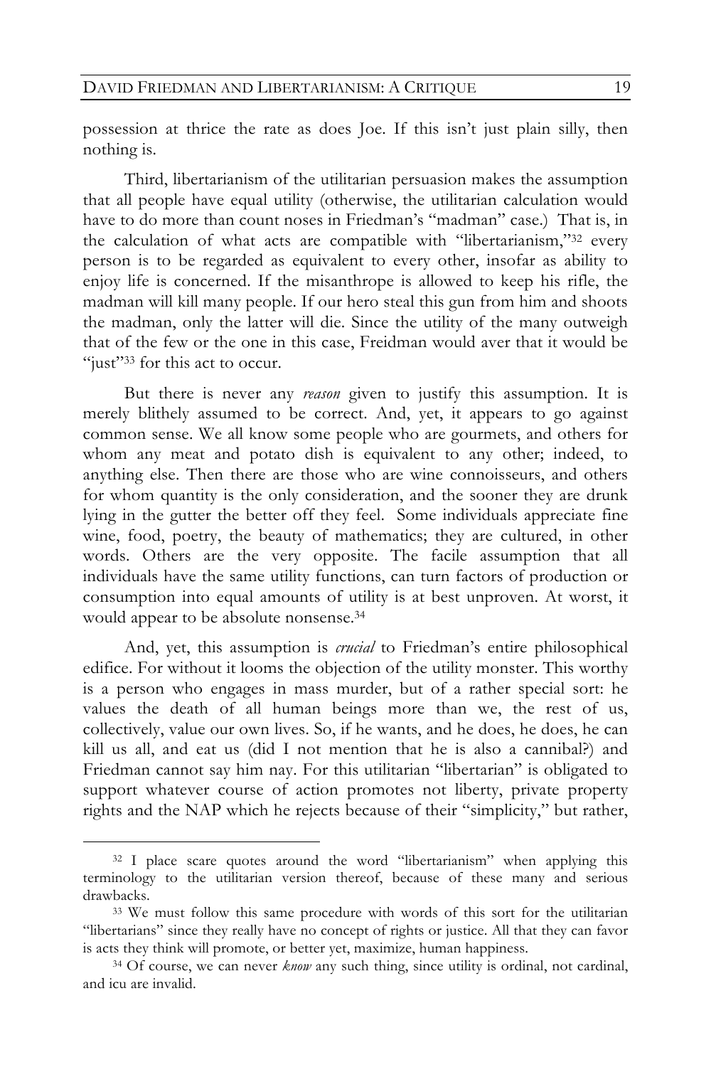possession at thrice the rate as does Joe. If this isn't just plain silly, then nothing is.

Third, libertarianism of the utilitarian persuasion makes the assumption that all people have equal utility (otherwise, the utilitarian calculation would have to do more than count noses in Friedman's "madman" case.) That is, in the calculation of what acts are compatible with "libertarianism,"[32] every person is to be regarded as equivalent to every other, insofar as ability to enjoy life is concerned. If the misanthrope is allowed to keep his rifle, the madman will kill many people. If our hero steal this gun from him and shoots the madman, only the latter will die. Since the utility of the many outweigh that of the few or the one in this case, Freidman would aver that it would be "just"[33] for this act to occur.

But there is never any *reason* given to justify this assumption. It is merely blithely assumed to be correct. And, yet, it appears to go against common sense. We all know some people who are gourmets, and others for whom any meat and potato dish is equivalent to any other; indeed, to anything else. Then there are those who are wine connoisseurs, and others for whom quantity is the only consideration, and the sooner they are drunk lying in the gutter the better off they feel. Some individuals appreciate fine wine, food, poetry, the beauty of mathematics; they are cultured, in other words. Others are the very opposite. The facile assumption that all individuals have the same utility functions, can turn factors of production or consumption into equal amounts of utility is at best unproven. At worst, it would appear to be absolute nonsense.[34]

And, yet, this assumption is *crucial* to Friedman's entire philosophical edifice. For without it looms the objection of the utility monster. This worthy is a person who engages in mass murder, but of a rather special sort: he values the death of all human beings more than we, the rest of us, collectively, value our own lives. So, if he wants, and he does, he does, he can kill us all, and eat us (did I not mention that he is also a cannibal?) and Friedman cannot say him nay. For this utilitarian "libertarian" is obligated to support whatever course of action promotes not liberty, private property rights and the NAP which he rejects because of their "simplicity," but rather,

---

[32] I place scare quotes around the word "libertarianism" when applying this terminology to the utilitarian version thereof, because of these many and serious drawbacks.

[33] We must follow this same procedure with words of this sort for the utilitarian "libertarians" since they really have no concept of rights or justice. All that they can favor is acts they think will promote, or better yet, maximize, human happiness.

[34] Of course, we can never *know* any such thing, since utility is ordinal, not cardinal, and icu are invalid.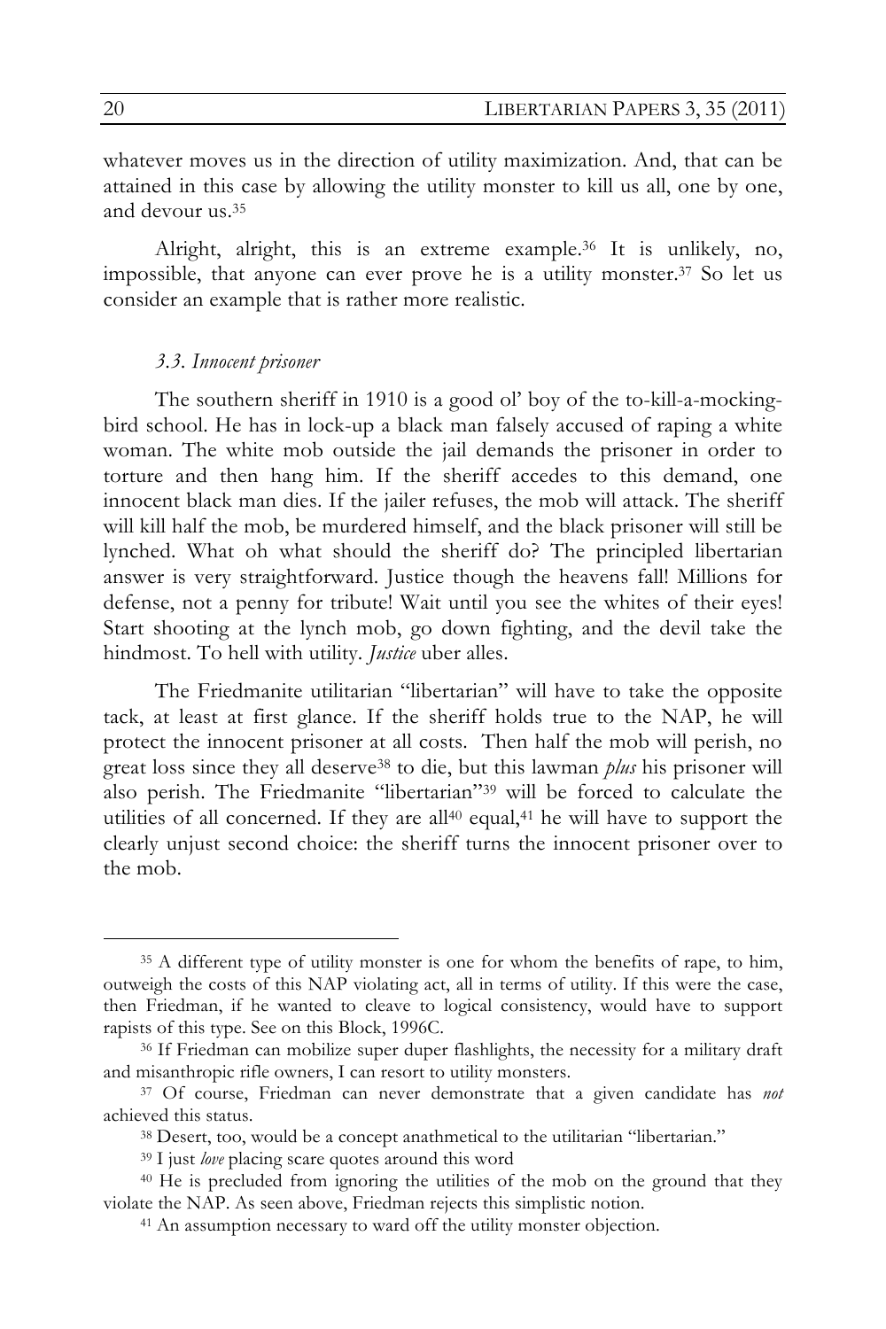whatever moves us in the direction of utility maximization. And, that can be attained in this case by allowing the utility monster to kill us all, one by one, and devour us.[35]

Alright, alright, this is an extreme example.[36] It is unlikely, no, impossible, that anyone can ever prove he is a utility monster.[37] So let us consider an example that is rather more realistic.

### *3.3. Innocent prisoner*

The southern sheriff in 1910 is a good ol' boy of the to-kill-a-mocking-bird school. He has in lock-up a black man falsely accused of raping a white woman. The white mob outside the jail demands the prisoner in order to torture and then hang him. If the sheriff accedes to this demand, one innocent black man dies. If the jailer refuses, the mob will attack. The sheriff will kill half the mob, be murdered himself, and the black prisoner will still be lynched. What oh what should the sheriff do? The principled libertarian answer is very straightforward. Justice though the heavens fall! Millions for defense, not a penny for tribute! Wait until you see the whites of their eyes! Start shooting at the lynch mob, go down fighting, and the devil take the hindmost. To hell with utility. *Justice* uber alles.

The Friedmanite utilitarian "libertarian" will have to take the opposite tack, at least at first glance. If the sheriff holds true to the NAP, he will protect the innocent prisoner at all costs. Then half the mob will perish, no great loss since they all deserve[38] to die, but this lawman *plus* his prisoner will also perish. The Friedmanite "libertarian"[39] will be forced to calculate the utilities of all concerned. If they are all[40] equal,[41] he will have to support the clearly unjust second choice: the sheriff turns the innocent prisoner over to the mob.

---

[35] A different type of utility monster is one for whom the benefits of rape, to him, outweigh the costs of this NAP violating act, all in terms of utility. If this were the case, then Friedman, if he wanted to cleave to logical consistency, would have to support rapists of this type. See on this Block, 1996C.

[36] If Friedman can mobilize super duper flashlights, the necessity for a military draft and misanthropic rifle owners, I can resort to utility monsters.

[37] Of course, Friedman can never demonstrate that a given candidate has *not* achieved this status.

[38] Desert, too, would be a concept anathmetical to the utilitarian "libertarian."

[39] I just *love* placing scare quotes around this word

[40] He is precluded from ignoring the utilities of the mob on the ground that they violate the NAP. As seen above, Friedman rejects this simplistic notion.

[41] An assumption necessary to ward off the utility monster objection.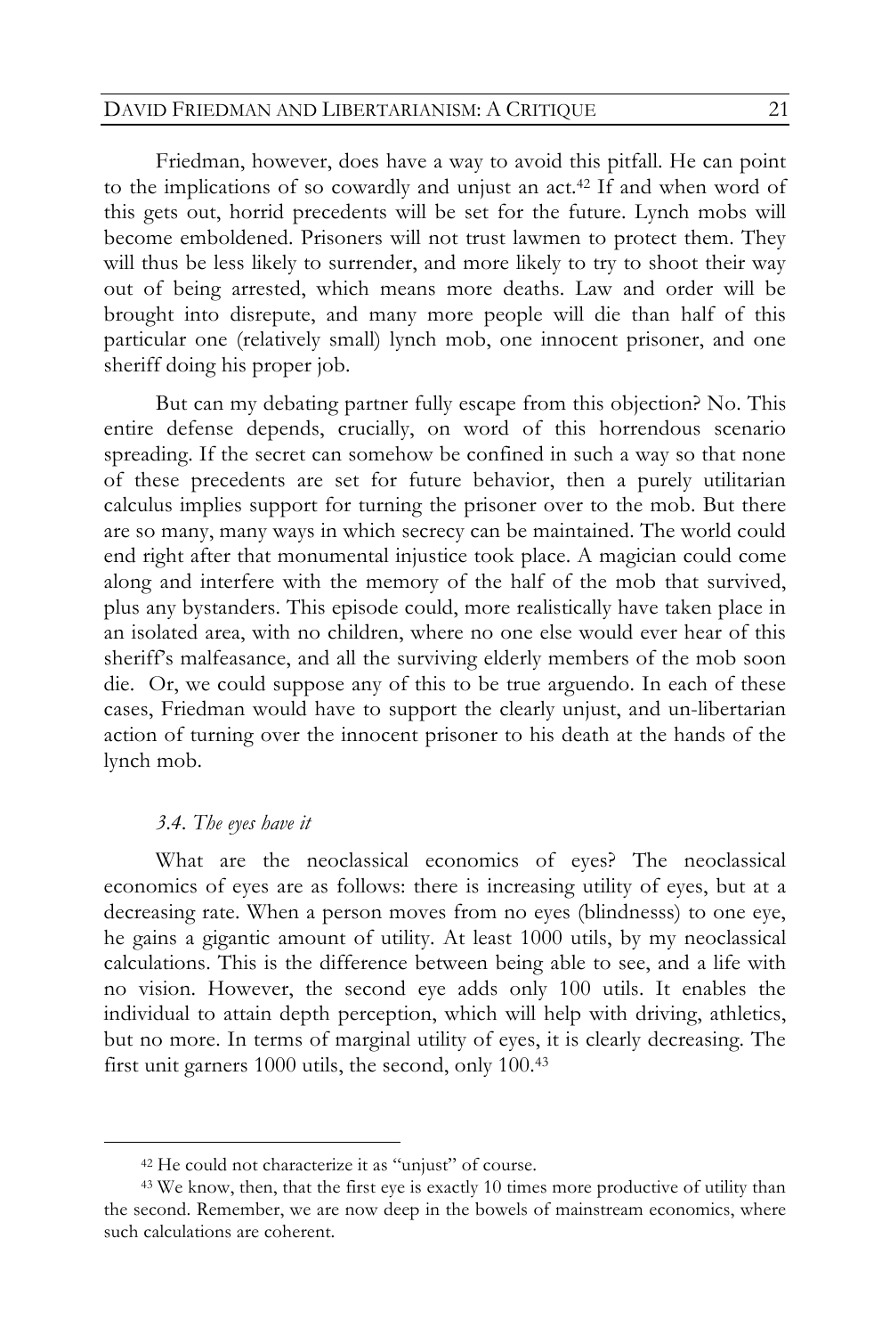Friedman, however, does have a way to avoid this pitfall. He can point to the implications of so cowardly and unjust an act.[42] If and when word of this gets out, horrid precedents will be set for the future. Lynch mobs will become emboldened. Prisoners will not trust lawmen to protect them. They will thus be less likely to surrender, and more likely to try to shoot their way out of being arrested, which means more deaths. Law and order will be brought into disrepute, and many more people will die than half of this particular one (relatively small) lynch mob, one innocent prisoner, and one sheriff doing his proper job.

But can my debating partner fully escape from this objection? No. This entire defense depends, crucially, on word of this horrendous scenario spreading. If the secret can somehow be confined in such a way so that none of these precedents are set for future behavior, then a purely utilitarian calculus implies support for turning the prisoner over to the mob. But there are so many, many ways in which secrecy can be maintained. The world could end right after that monumental injustice took place. A magician could come along and interfere with the memory of the half of the mob that survived, plus any bystanders. This episode could, more realistically have taken place in an isolated area, with no children, where no one else would ever hear of this sheriff's malfeasance, and all the surviving elderly members of the mob soon die. Or, we could suppose any of this to be true arguendo. In each of these cases, Friedman would have to support the clearly unjust, and un-libertarian action of turning over the innocent prisoner to his death at the hands of the lynch mob.

### *3.4. The eyes have it*

What are the neoclassical economics of eyes? The neoclassical economics of eyes are as follows: there is increasing utility of eyes, but at a decreasing rate. When a person moves from no eyes (blindnesss) to one eye, he gains a gigantic amount of utility. At least 1000 utils, by my neoclassical calculations. This is the difference between being able to see, and a life with no vision. However, the second eye adds only 100 utils. It enables the individual to attain depth perception, which will help with driving, athletics, but no more. In terms of marginal utility of eyes, it is clearly decreasing. The first unit garners 1000 utils, the second, only 100.[43]

---

[42] He could not characterize it as "unjust" of course.

[43] We know, then, that the first eye is exactly 10 times more productive of utility than the second. Remember, we are now deep in the bowels of mainstream economics, where such calculations are coherent.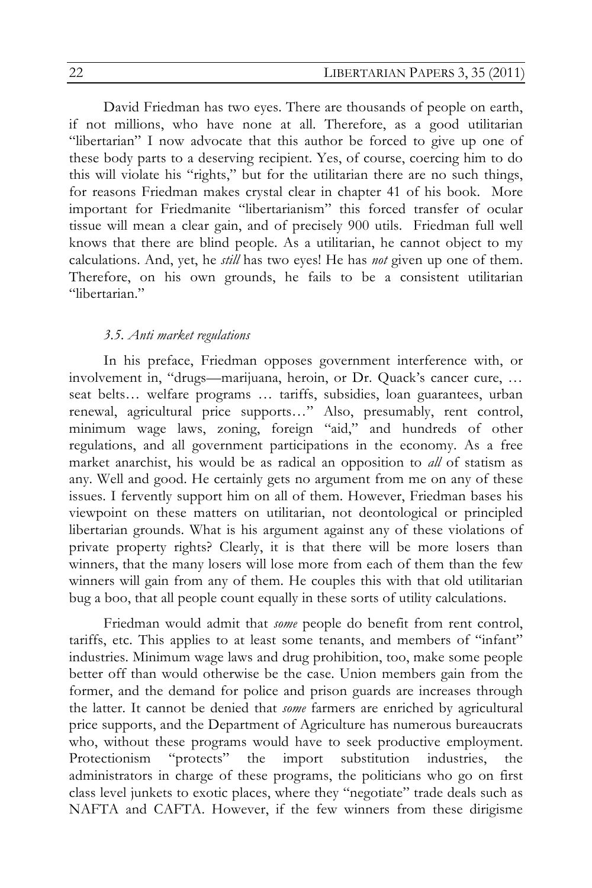David Friedman has two eyes. There are thousands of people on earth, if not millions, who have none at all. Therefore, as a good utilitarian "libertarian" I now advocate that this author be forced to give up one of these body parts to a deserving recipient. Yes, of course, coercing him to do this will violate his "rights," but for the utilitarian there are no such things, for reasons Friedman makes crystal clear in chapter 41 of his book. More important for Friedmanite "libertarianism" this forced transfer of ocular tissue will mean a clear gain, and of precisely 900 utils. Friedman full well knows that there are blind people. As a utilitarian, he cannot object to my calculations. And, yet, he *still* has two eyes! He has *not* given up one of them. Therefore, on his own grounds, he fails to be a consistent utilitarian "libertarian."

### *3.5. Anti market regulations*

In his preface, Friedman opposes government interference with, or involvement in, "drugs—marijuana, heroin, or Dr. Quack's cancer cure, … seat belts… welfare programs … tariffs, subsidies, loan guarantees, urban renewal, agricultural price supports…" Also, presumably, rent control, minimum wage laws, zoning, foreign "aid," and hundreds of other regulations, and all government participations in the economy. As a free market anarchist, his would be as radical an opposition to *all* of statism as any. Well and good. He certainly gets no argument from me on any of these issues. I fervently support him on all of them. However, Friedman bases his viewpoint on these matters on utilitarian, not deontological or principled libertarian grounds. What is his argument against any of these violations of private property rights? Clearly, it is that there will be more losers than winners, that the many losers will lose more from each of them than the few winners will gain from any of them. He couples this with that old utilitarian bug a boo, that all people count equally in these sorts of utility calculations.

Friedman would admit that *some* people do benefit from rent control, tariffs, etc. This applies to at least some tenants, and members of "infant" industries. Minimum wage laws and drug prohibition, too, make some people better off than would otherwise be the case. Union members gain from the former, and the demand for police and prison guards are increases through the latter. It cannot be denied that *some* farmers are enriched by agricultural price supports, and the Department of Agriculture has numerous bureaucrats who, without these programs would have to seek productive employment. Protectionism "protects" the import substitution industries, the administrators in charge of these programs, the politicians who go on first class level junkets to exotic places, where they "negotiate" trade deals such as NAFTA and CAFTA. However, if the few winners from these dirigisme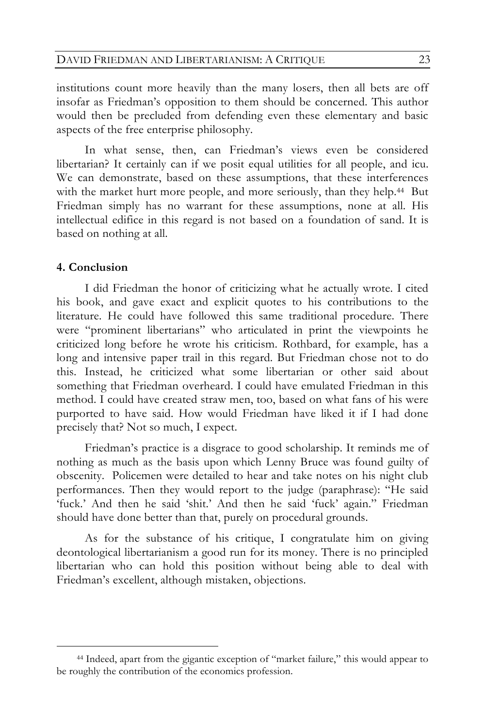institutions count more heavily than the many losers, then all bets are off insofar as Friedman's opposition to them should be concerned. This author would then be precluded from defending even these elementary and basic aspects of the free enterprise philosophy.

In what sense, then, can Friedman's views even be considered libertarian? It certainly can if we posit equal utilities for all people, and icu. We can demonstrate, based on these assumptions, that these interferences with the market hurt more people, and more seriously, than they help.[44] But Friedman simply has no warrant for these assumptions, none at all. His intellectual edifice in this regard is not based on a foundation of sand. It is based on nothing at all.

## 4. Conclusion

I did Friedman the honor of criticizing what he actually wrote. I cited his book, and gave exact and explicit quotes to his contributions to the literature. He could have followed this same traditional procedure. There were "prominent libertarians" who articulated in print the viewpoints he criticized long before he wrote his criticism. Rothbard, for example, has a long and intensive paper trail in this regard. But Friedman chose not to do this. Instead, he criticized what some libertarian or other said about something that Friedman overheard. I could have emulated Friedman in this method. I could have created straw men, too, based on what fans of his were purported to have said. How would Friedman have liked it if I had done precisely that? Not so much, I expect.

Friedman's practice is a disgrace to good scholarship. It reminds me of nothing as much as the basis upon which Lenny Bruce was found guilty of obscenity. Policemen were detailed to hear and take notes on his night club performances. Then they would report to the judge (paraphrase): "He said 'fuck.' And then he said 'shit.' And then he said 'fuck' again." Friedman should have done better than that, purely on procedural grounds.

As for the substance of his critique, I congratulate him on giving deontological libertarianism a good run for its money. There is no principled libertarian who can hold this position without being able to deal with Friedman's excellent, although mistaken, objections.

---

[44] Indeed, apart from the gigantic exception of "market failure," this would appear to be roughly the contribution of the economics profession.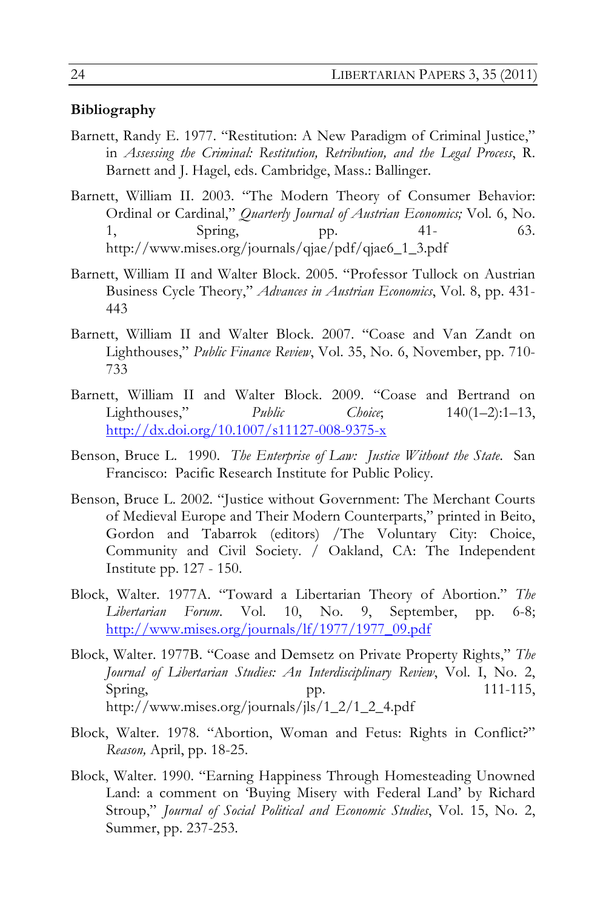**Bibliography**

Barnett, Randy E. 1977. "Restitution: A New Paradigm of Criminal Justice," in *Assessing the Criminal: Restitution, Retribution, and the Legal Process*, R. Barnett and J. Hagel, eds. Cambridge, Mass.: Ballinger.

Barnett, William II. 2003. "The Modern Theory of Consumer Behavior: Ordinal or Cardinal," *Quarterly Journal of Austrian Economics;* Vol. 6, No. 1, Spring, pp. 41- 63. http://www.mises.org/journals/qjae/pdf/qjae6_1_3.pdf

Barnett, William II and Walter Block. 2005. "Professor Tullock on Austrian Business Cycle Theory," *Advances in Austrian Economics*, Vol. 8, pp. 431-443

Barnett, William II and Walter Block. 2007. "Coase and Van Zandt on Lighthouses," *Public Finance Review*, Vol. 35, No. 6, November, pp. 710-733

Barnett, William II and Walter Block. 2009. "Coase and Bertrand on Lighthouses," *Public Choice*; 140(1–2):1–13, http://dx.doi.org/10.1007/s11127-008-9375-x

Benson, Bruce L. 1990. *The Enterprise of Law: Justice Without the State*. San Francisco: Pacific Research Institute for Public Policy.

Benson, Bruce L. 2002. "Justice without Government: The Merchant Courts of Medieval Europe and Their Modern Counterparts," printed in Beito, Gordon and Tabarrok (editors) /The Voluntary City: Choice, Community and Civil Society. / Oakland, CA: The Independent Institute pp. 127 - 150.

Block, Walter. 1977A. "Toward a Libertarian Theory of Abortion." *The Libertarian Forum*. Vol. 10, No. 9, September, pp. 6-8; http://www.mises.org/journals/lf/1977/1977_09.pdf

Block, Walter. 1977B. "Coase and Demsetz on Private Property Rights," *The Journal of Libertarian Studies: An Interdisciplinary Review*, Vol. I, No. 2, Spring, pp. 111-115, http://www.mises.org/journals/jls/1_2/1_2_4.pdf

Block, Walter. 1978. "Abortion, Woman and Fetus: Rights in Conflict?" *Reason,* April, pp. 18-25.

Block, Walter. 1990. "Earning Happiness Through Homesteading Unowned Land: a comment on 'Buying Misery with Federal Land' by Richard Stroup," *Journal of Social Political and Economic Studies*, Vol. 15, No. 2, Summer, pp. 237-253.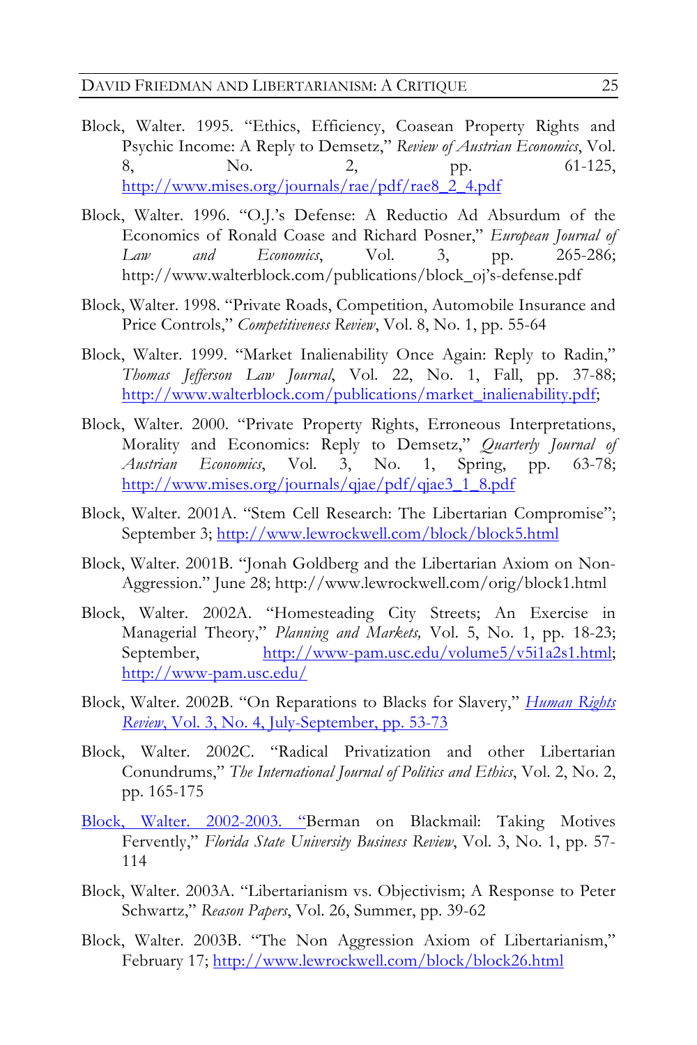Block, Walter. 1995. "Ethics, Efficiency, Coasean Property Rights and Psychic Income: A Reply to Demsetz," *Review of Austrian Economics*, Vol. 8, No. 2, pp. 61-125, http://www.mises.org/journals/rae/pdf/rae8_2_4.pdf

Block, Walter. 1996. "O.J.'s Defense: A Reductio Ad Absurdum of the Economics of Ronald Coase and Richard Posner," *European Journal of Law and Economics*, Vol. 3, pp. 265-286; http://www.walterblock.com/publications/block_oj's-defense.pdf

Block, Walter. 1998. "Private Roads, Competition, Automobile Insurance and Price Controls," *Competitiveness Review*, Vol. 8, No. 1, pp. 55-64

Block, Walter. 1999. "Market Inalienability Once Again: Reply to Radin," *Thomas Jefferson Law Journal*, Vol. 22, No. 1, Fall, pp. 37-88; http://www.walterblock.com/publications/market_inalienability.pdf;

Block, Walter. 2000. "Private Property Rights, Erroneous Interpretations, Morality and Economics: Reply to Demsetz," *Quarterly Journal of Austrian Economics*, Vol. 3, No. 1, Spring, pp. 63-78; http://www.mises.org/journals/qjae/pdf/qjae3_1_8.pdf

Block, Walter. 2001A. "Stem Cell Research: The Libertarian Compromise"; September 3; http://www.lewrockwell.com/block/block5.html

Block, Walter. 2001B. "Jonah Goldberg and the Libertarian Axiom on Non-Aggression." June 28; http://www.lewrockwell.com/orig/block1.html

Block, Walter. 2002A. "Homesteading City Streets; An Exercise in Managerial Theory," *Planning and Markets,* Vol. 5, No. 1, pp. 18-23; September, http://www-pam.usc.edu/volume5/v5i1a2s1.html; http://www-pam.usc.edu/

Block, Walter. 2002B. "On Reparations to Blacks for Slavery," *Human Rights Review*, Vol. 3, No. 4, July-September, pp. 53-73

Block, Walter. 2002C. "Radical Privatization and other Libertarian Conundrums," *The International Journal of Politics and Ethics*, Vol. 2, No. 2, pp. 165-175

Block, Walter. 2002-2003. "Berman on Blackmail: Taking Motives Fervently," *Florida State University Business Review*, Vol. 3, No. 1, pp. 57-114

Block, Walter. 2003A. "Libertarianism vs. Objectivism; A Response to Peter Schwartz," *Reason Papers*, Vol. 26, Summer, pp. 39-62

Block, Walter. 2003B. "The Non Aggression Axiom of Libertarianism," February 17; http://www.lewrockwell.com/block/block26.html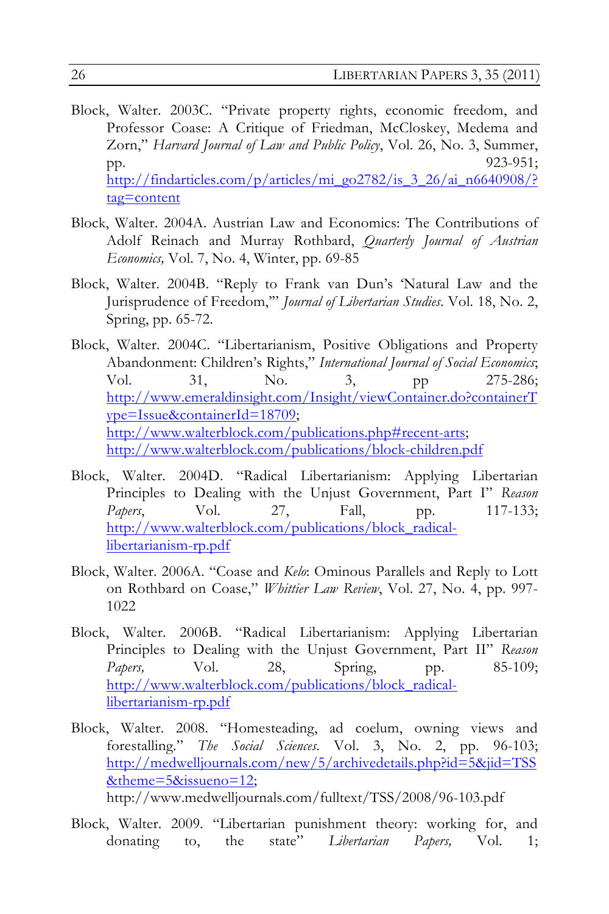Block, Walter. 2003C. "Private property rights, economic freedom, and Professor Coase: A Critique of Friedman, McCloskey, Medema and Zorn," *Harvard Journal of Law and Public Policy*, Vol. 26, No. 3, Summer, pp. 923-951; http://findarticles.com/p/articles/mi_go2782/is_3_26/ai_n6640908/?tag=content

Block, Walter. 2004A. Austrian Law and Economics: The Contributions of Adolf Reinach and Murray Rothbard, *Quarterly Journal of Austrian Economics,* Vol. 7, No. 4, Winter, pp. 69-85

Block, Walter. 2004B. "Reply to Frank van Dun's 'Natural Law and the Jurisprudence of Freedom,'" *Journal of Libertarian Studies*. Vol. 18, No. 2, Spring, pp. 65-72.

Block, Walter. 2004C. "Libertarianism, Positive Obligations and Property Abandonment: Children's Rights," *International Journal of Social Economics*; Vol. 31, No. 3, pp 275-286; http://www.emeraldinsight.com/Insight/viewContainer.do?containerType=Issue&containerId=18709; http://www.walterblock.com/publications.php#recent-arts; http://www.walterblock.com/publications/block-children.pdf

Block, Walter. 2004D. "Radical Libertarianism: Applying Libertarian Principles to Dealing with the Unjust Government, Part I" *Reason Papers*, Vol. 27, Fall, pp. 117-133; http://www.walterblock.com/publications/block_radical-libertarianism-rp.pdf

Block, Walter. 2006A. "Coase and *Kelo*: Ominous Parallels and Reply to Lott on Rothbard on Coase," *Whittier Law Review*, Vol. 27, No. 4, pp. 997-1022

Block, Walter. 2006B. "Radical Libertarianism: Applying Libertarian Principles to Dealing with the Unjust Government, Part II" *Reason Papers,* Vol. 28, Spring, pp. 85-109; http://www.walterblock.com/publications/block_radical-libertarianism-rp.pdf

Block, Walter. 2008. "Homesteading, ad coelum, owning views and forestalling." *The Social Sciences*. Vol. 3, No. 2, pp. 96-103; http://medwelljournals.com/new/5/archivedetails.php?id=5&jid=TSS&theme=5&issueno=12; http://www.medwelljournals.com/fulltext/TSS/2008/96-103.pdf

Block, Walter. 2009. "Libertarian punishment theory: working for, and donating to, the state" *Libertarian Papers,* Vol. 1;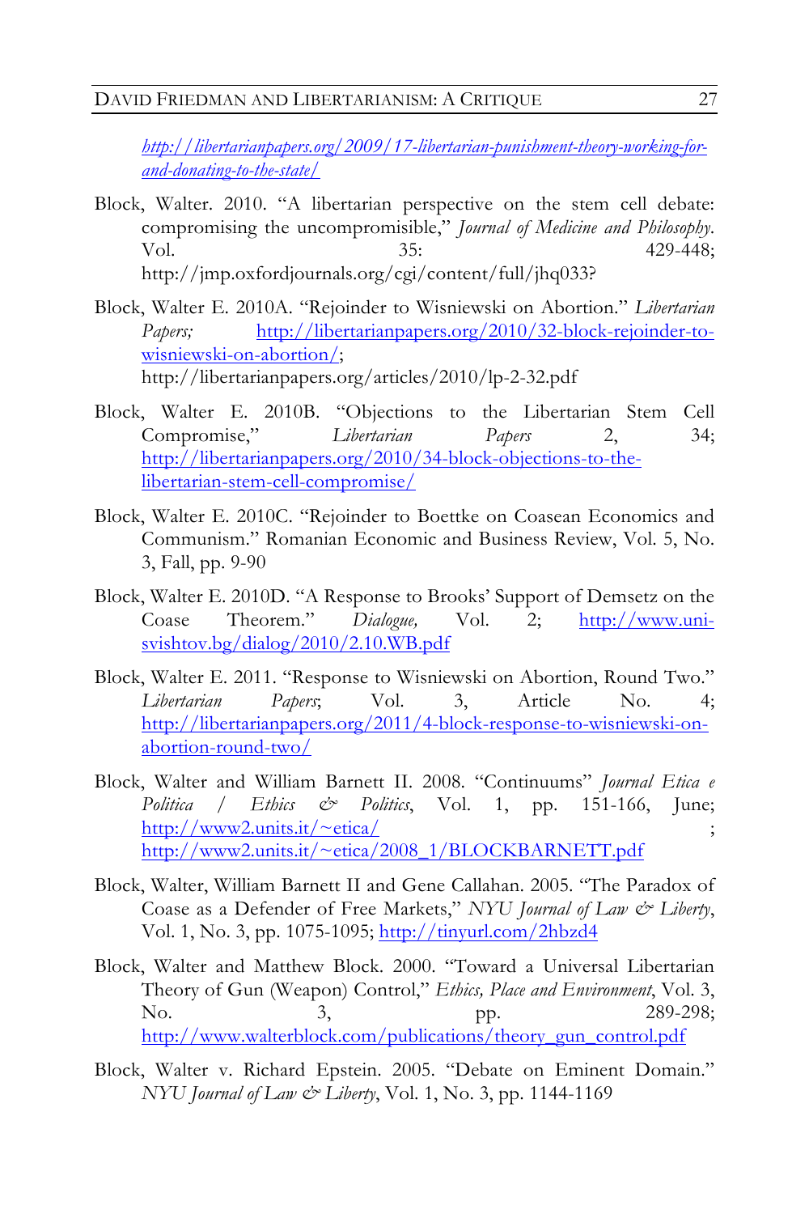*http://libertarianpapers.org/2009/17-libertarian-punishment-theory-working-for-and-donating-to-the-state/*

Block, Walter. 2010. "A libertarian perspective on the stem cell debate: compromising the uncompromisible," *Journal of Medicine and Philosophy*. Vol. 35: 429-448; http://jmp.oxfordjournals.org/cgi/content/full/jhq033?

Block, Walter E. 2010A. "Rejoinder to Wisniewski on Abortion." *Libertarian Papers;* http://libertarianpapers.org/2010/32-block-rejoinder-to-wisniewski-on-abortion/; http://libertarianpapers.org/articles/2010/lp-2-32.pdf

Block, Walter E. 2010B. "Objections to the Libertarian Stem Cell Compromise," *Libertarian Papers* 2, 34; http://libertarianpapers.org/2010/34-block-objections-to-the-libertarian-stem-cell-compromise/

Block, Walter E. 2010C. "Rejoinder to Boettke on Coasean Economics and Communism." Romanian Economic and Business Review, Vol. 5, No. 3, Fall, pp. 9-90

Block, Walter E. 2010D. "A Response to Brooks' Support of Demsetz on the Coase Theorem." *Dialogue,* Vol. 2; http://www.uni-svishtov.bg/dialog/2010/2.10.WB.pdf

Block, Walter E. 2011. "Response to Wisniewski on Abortion, Round Two." *Libertarian Papers*; Vol. 3, Article No. 4; http://libertarianpapers.org/2011/4-block-response-to-wisniewski-on-abortion-round-two/

Block, Walter and William Barnett II. 2008. "Continuums" *Journal Etica e Politica / Ethics & Politics*, Vol. 1, pp. 151-166, June; http://www2.units.it/~etica/ ; http://www2.units.it/~etica/2008_1/BLOCKBARNETT.pdf

Block, Walter, William Barnett II and Gene Callahan. 2005. "The Paradox of Coase as a Defender of Free Markets," *NYU Journal of Law & Liberty*, Vol. 1, No. 3, pp. 1075-1095; http://tinyurl.com/2hbzd4

Block, Walter and Matthew Block. 2000. "Toward a Universal Libertarian Theory of Gun (Weapon) Control," *Ethics, Place and Environment*, Vol. 3, No. 3, pp. 289-298; http://www.walterblock.com/publications/theory_gun_control.pdf

Block, Walter v. Richard Epstein. 2005. "Debate on Eminent Domain." *NYU Journal of Law & Liberty*, Vol. 1, No. 3, pp. 1144-1169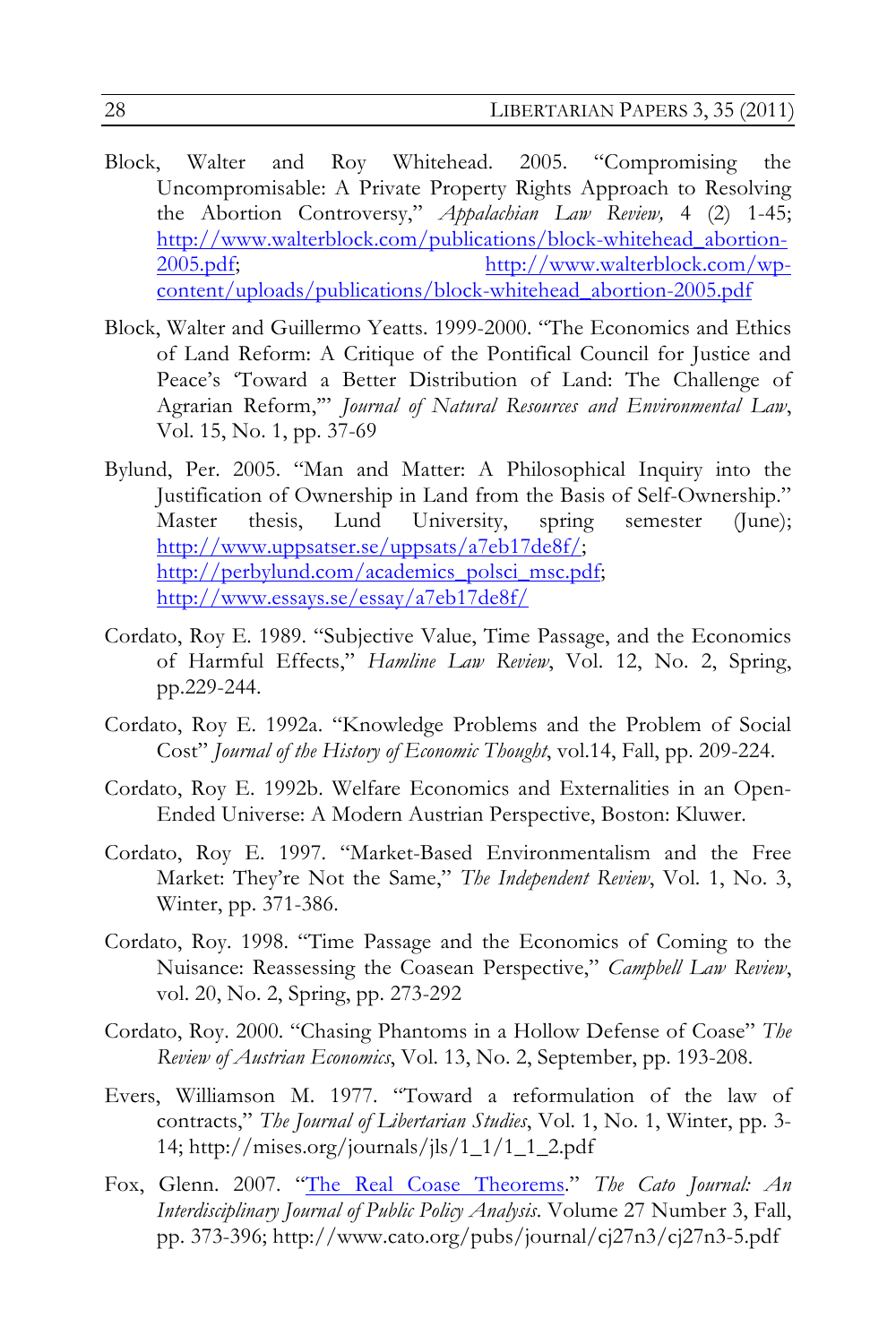Block, Walter and Roy Whitehead. 2005. "Compromising the Uncompromisable: A Private Property Rights Approach to Resolving the Abortion Controversy," *Appalachian Law Review,* 4 (2) 1-45; http://www.walterblock.com/publications/block-whitehead_abortion-2005.pdf; http://www.walterblock.com/wp-content/uploads/publications/block-whitehead_abortion-2005.pdf

Block, Walter and Guillermo Yeatts. 1999-2000. "The Economics and Ethics of Land Reform: A Critique of the Pontifical Council for Justice and Peace's 'Toward a Better Distribution of Land: The Challenge of Agrarian Reform,'" *Journal of Natural Resources and Environmental Law*, Vol. 15, No. 1, pp. 37-69

Bylund, Per. 2005. "Man and Matter: A Philosophical Inquiry into the Justification of Ownership in Land from the Basis of Self-Ownership." Master thesis, Lund University, spring semester (June); http://www.uppsatser.se/uppsats/a7eb17de8f/; http://perbylund.com/academics_polsci_msc.pdf; http://www.essays.se/essay/a7eb17de8f/

Cordato, Roy E. 1989. "Subjective Value, Time Passage, and the Economics of Harmful Effects," *Hamline Law Review*, Vol. 12, No. 2, Spring, pp.229-244.

Cordato, Roy E. 1992a. "Knowledge Problems and the Problem of Social Cost" *Journal of the History of Economic Thought*, vol.14, Fall, pp. 209-224.

Cordato, Roy E. 1992b. Welfare Economics and Externalities in an Open-Ended Universe: A Modern Austrian Perspective, Boston: Kluwer.

Cordato, Roy E. 1997. "Market-Based Environmentalism and the Free Market: They're Not the Same," *The Independent Review*, Vol. 1, No. 3, Winter, pp. 371-386.

Cordato, Roy. 1998. "Time Passage and the Economics of Coming to the Nuisance: Reassessing the Coasean Perspective," *Campbell Law Review*, vol. 20, No. 2, Spring, pp. 273-292

Cordato, Roy. 2000. "Chasing Phantoms in a Hollow Defense of Coase" *The Review of Austrian Economics*, Vol. 13, No. 2, September, pp. 193-208.

Evers, Williamson M. 1977. "Toward a reformulation of the law of contracts," *The Journal of Libertarian Studies*, Vol. 1, No. 1, Winter, pp. 3-14; http://mises.org/journals/jls/1_1/1_1_2.pdf

Fox, Glenn. 2007. "The Real Coase Theorems." *The Cato Journal: An Interdisciplinary Journal of Public Policy Analysis*. Volume 27 Number 3, Fall, pp. 373-396; http://www.cato.org/pubs/journal/cj27n3/cj27n3-5.pdf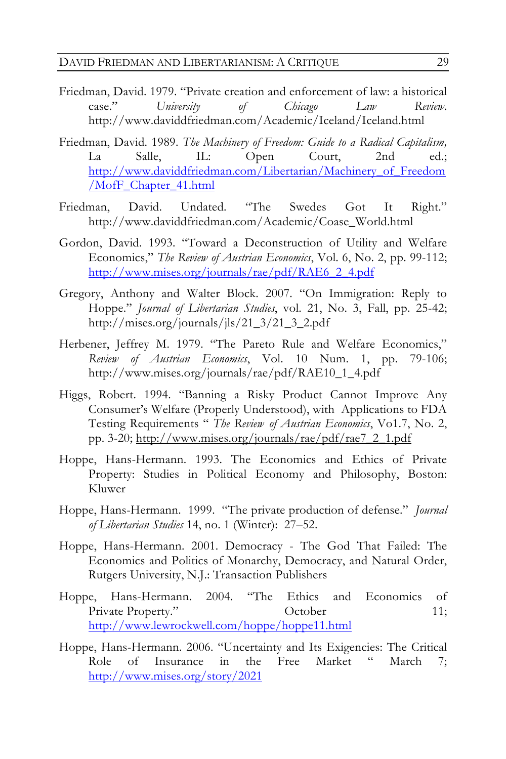Friedman, David. 1979. "Private creation and enforcement of law: a historical case." *University of Chicago Law Review*. http://www.daviddfriedman.com/Academic/Iceland/Iceland.html

Friedman, David. 1989. *The Machinery of Freedom: Guide to a Radical Capitalism,* La Salle, IL: Open Court, 2nd ed.; http://www.daviddfriedman.com/Libertarian/Machinery_of_Freedom/MofF_Chapter_41.html

Friedman, David. Undated. "The Swedes Got It Right." http://www.daviddfriedman.com/Academic/Coase_World.html

Gordon, David. 1993. "Toward a Deconstruction of Utility and Welfare Economics," *The Review of Austrian Economics*, Vol. 6, No. 2, pp. 99-112; http://www.mises.org/journals/rae/pdf/RAE6_2_4.pdf

Gregory, Anthony and Walter Block. 2007. "On Immigration: Reply to Hoppe." *Journal of Libertarian Studies*, vol. 21, No. 3, Fall, pp. 25-42; http://mises.org/journals/jls/21_3/21_3_2.pdf

Herbener, Jeffrey M. 1979. "The Pareto Rule and Welfare Economics," *Review of Austrian Economics*, Vol. 10 Num. 1, pp. 79-106; http://www.mises.org/journals/rae/pdf/RAE10_1_4.pdf

Higgs, Robert. 1994. "Banning a Risky Product Cannot Improve Any Consumer's Welfare (Properly Understood), with Applications to FDA Testing Requirements " *The Review of Austrian Economics*, Vo1.7, No. 2, pp. 3-20; http://www.mises.org/journals/rae/pdf/rae7_2_1.pdf

Hoppe, Hans-Hermann. 1993. The Economics and Ethics of Private Property: Studies in Political Economy and Philosophy, Boston: Kluwer

Hoppe, Hans-Hermann. 1999. "The private production of defense." *Journal of Libertarian Studies* 14, no. 1 (Winter): 27–52.

Hoppe, Hans-Hermann. 2001. Democracy - The God That Failed: The Economics and Politics of Monarchy, Democracy, and Natural Order, Rutgers University, N.J.: Transaction Publishers

Hoppe, Hans-Hermann. 2004. "The Ethics and Economics of Private Property." October 11; http://www.lewrockwell.com/hoppe/hoppe11.html

Hoppe, Hans-Hermann. 2006. "Uncertainty and Its Exigencies: The Critical Role of Insurance in the Free Market " March 7; http://www.mises.org/story/2021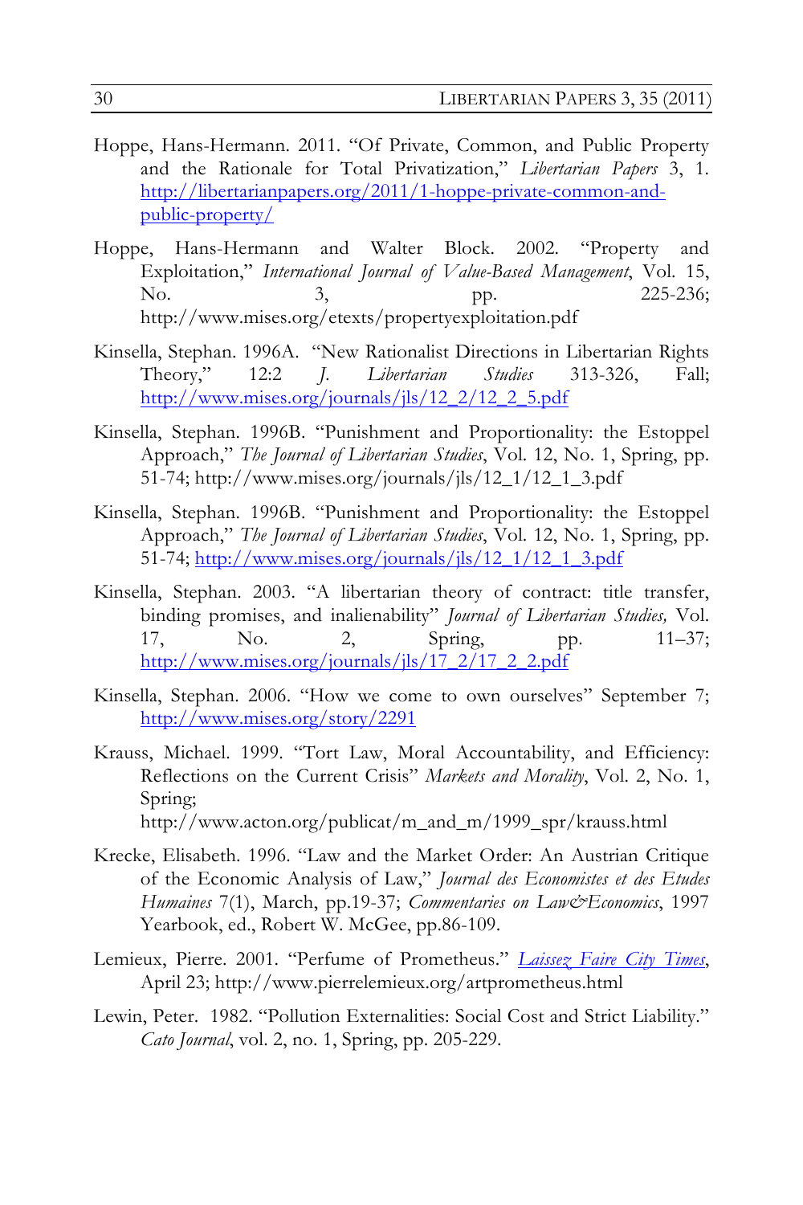Hoppe, Hans-Hermann. 2011. "Of Private, Common, and Public Property and the Rationale for Total Privatization," *Libertarian Papers* 3, 1. http://libertarianpapers.org/2011/1-hoppe-private-common-and-public-property/

Hoppe, Hans-Hermann and Walter Block. 2002. "Property and Exploitation," *International Journal of Value-Based Management*, Vol. 15, No. 3, pp. 225-236; http://www.mises.org/etexts/propertyexploitation.pdf

Kinsella, Stephan. 1996A. "New Rationalist Directions in Libertarian Rights Theory," 12:2 *J. Libertarian Studies* 313-326, Fall; http://www.mises.org/journals/jls/12_2/12_2_5.pdf

Kinsella, Stephan. 1996B. "Punishment and Proportionality: the Estoppel Approach," *The Journal of Libertarian Studies*, Vol. 12, No. 1, Spring, pp. 51-74; http://www.mises.org/journals/jls/12_1/12_1_3.pdf

Kinsella, Stephan. 1996B. "Punishment and Proportionality: the Estoppel Approach," *The Journal of Libertarian Studies*, Vol. 12, No. 1, Spring, pp. 51-74; http://www.mises.org/journals/jls/12_1/12_1_3.pdf

Kinsella, Stephan. 2003. "A libertarian theory of contract: title transfer, binding promises, and inalienability" *Journal of Libertarian Studies,* Vol. 17, No. 2, Spring, pp. 11–37; http://www.mises.org/journals/jls/17_2/17_2_2.pdf

Kinsella, Stephan. 2006. "How we come to own ourselves" September 7; http://www.mises.org/story/2291

Krauss, Michael. 1999. "Tort Law, Moral Accountability, and Efficiency: Reflections on the Current Crisis" *Markets and Morality*, Vol. 2, No. 1, Spring; http://www.acton.org/publicat/m_and_m/1999_spr/krauss.html

Krecke, Elisabeth. 1996. "Law and the Market Order: An Austrian Critique of the Economic Analysis of Law," *Journal des Economistes et des Etudes Humaines* 7(1), March, pp.19-37; *Commentaries on Law&Economics*, 1997 Yearbook, ed., Robert W. McGee, pp.86-109.

Lemieux, Pierre. 2001. "Perfume of Prometheus." *Laissez Faire City Times*, April 23; http://www.pierrelemieux.org/artprometheus.html

Lewin, Peter. 1982. "Pollution Externalities: Social Cost and Strict Liability." *Cato Journal*, vol. 2, no. 1, Spring, pp. 205-229.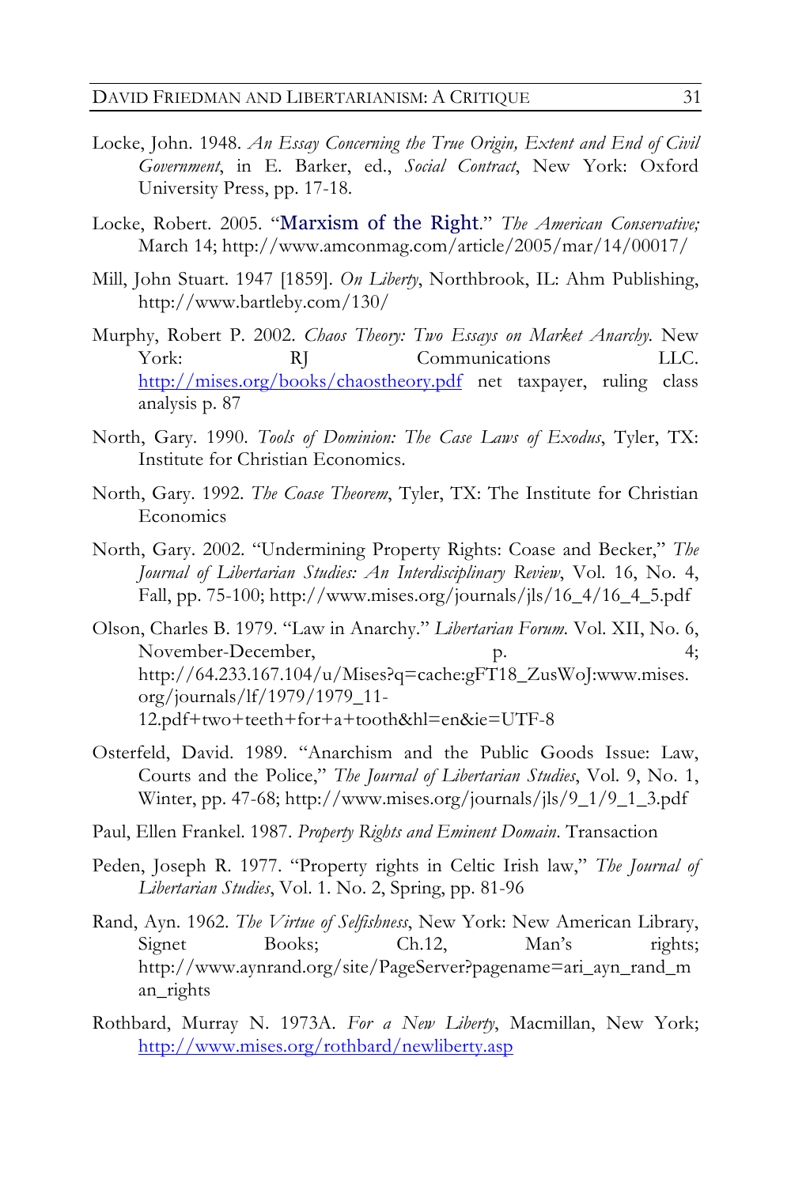Locke, John. 1948. *An Essay Concerning the True Origin, Extent and End of Civil Government*, in E. Barker, ed., *Social Contract*, New York: Oxford University Press, pp. 17-18.

Locke, Robert. 2005. "Marxism of the Right." *The American Conservative;* March 14; http://www.amconmag.com/article/2005/mar/14/00017/

Mill, John Stuart. 1947 [1859]. *On Liberty*, Northbrook, IL: Ahm Publishing, http://www.bartleby.com/130/

Murphy, Robert P. 2002. *Chaos Theory: Two Essays on Market Anarchy*. New York: RJ Communications LLC. http://mises.org/books/chaostheory.pdf net taxpayer, ruling class analysis p. 87

North, Gary. 1990. *Tools of Dominion: The Case Laws of Exodus*, Tyler, TX: Institute for Christian Economics.

North, Gary. 1992. *The Coase Theorem*, Tyler, TX: The Institute for Christian Economics

North, Gary. 2002. "Undermining Property Rights: Coase and Becker," *The Journal of Libertarian Studies: An Interdisciplinary Review*, Vol. 16, No. 4, Fall, pp. 75-100; http://www.mises.org/journals/jls/16_4/16_4_5.pdf

Olson, Charles B. 1979. "Law in Anarchy." *Libertarian Forum*. Vol. XII, No. 6, November-December, p. 4; http://64.233.167.104/u/Mises?q=cache:gFT18_ZusWoJ:www.mises.org/journals/lf/1979/1979_11-12.pdf+two+teeth+for+a+tooth&hl=en&ie=UTF-8

Osterfeld, David. 1989. "Anarchism and the Public Goods Issue: Law, Courts and the Police," *The Journal of Libertarian Studies*, Vol. 9, No. 1, Winter, pp. 47-68; http://www.mises.org/journals/jls/9_1/9_1_3.pdf

Paul, Ellen Frankel. 1987. *Property Rights and Eminent Domain*. Transaction

Peden, Joseph R. 1977. "Property rights in Celtic Irish law," *The Journal of Libertarian Studies*, Vol. 1. No. 2, Spring, pp. 81-96

Rand, Ayn. 1962. *The Virtue of Selfishness*, New York: New American Library, Signet Books; Ch.12, Man's rights; http://www.aynrand.org/site/PageServer?pagename=ari_ayn_rand_man_rights

Rothbard, Murray N. 1973A. *For a New Liberty*, Macmillan, New York; http://www.mises.org/rothbard/newliberty.asp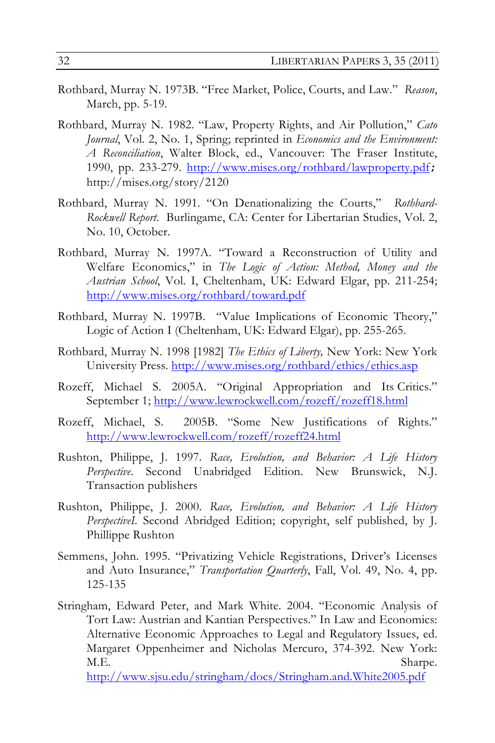Rothbard, Murray N. 1973B. "Free Market, Police, Courts, and Law." *Reason*, March, pp. 5-19.

Rothbard, Murray N. 1982. "Law, Property Rights, and Air Pollution," *Cato Journal*, Vol. 2, No. 1, Spring; reprinted in *Economics and the Environment: A Reconciliation*, Walter Block, ed., Vancouver: The Fraser Institute, 1990, pp. 233-279. http://www.mises.org/rothbard/lawproperty.pdf; http://mises.org/story/2120

Rothbard, Murray N. 1991. "On Denationalizing the Courts," *Rothbard-Rockwell Report*. Burlingame, CA: Center for Libertarian Studies, Vol. 2, No. 10, October.

Rothbard, Murray N. 1997A. "Toward a Reconstruction of Utility and Welfare Economics," in *The Logic of Action: Method, Money and the Austrian School*, Vol. I, Cheltenham, UK: Edward Elgar, pp. 211-254; http://www.mises.org/rothbard/toward.pdf

Rothbard, Murray N. 1997B. "Value Implications of Economic Theory," Logic of Action I (Cheltenham, UK: Edward Elgar), pp. 255-265.

Rothbard, Murray N. 1998 [1982] *The Ethics of Liberty,* New York: New York University Press. http://www.mises.org/rothbard/ethics/ethics.asp

Rozeff, Michael S. 2005A. "Original Appropriation and Its Critics." September 1; http://www.lewrockwell.com/rozeff/rozeff18.html

Rozeff, Michael, S. 2005B. "Some New Justifications of Rights." http://www.lewrockwell.com/rozeff/rozeff24.html

Rushton, Philippe, J. 1997. *Race, Evolution, and Behavior: A Life History Perspective*. Second Unabridged Edition. New Brunswick, N.J. Transaction publishers

Rushton, Philippe, J. 2000. *Race, Evolution, and Behavior: A Life History PerspectiveI*. Second Abridged Edition; copyright, self published, by J. Phillippe Rushton

Semmens, John. 1995. "Privatizing Vehicle Registrations, Driver's Licenses and Auto Insurance," *Transportation Quarterly*, Fall, Vol. 49, No. 4, pp. 125-135

Stringham, Edward Peter, and Mark White. 2004. "Economic Analysis of Tort Law: Austrian and Kantian Perspectives." In Law and Economics: Alternative Economic Approaches to Legal and Regulatory Issues, ed. Margaret Oppenheimer and Nicholas Mercuro, 374-392. New York: M.E. Sharpe. http://www.sjsu.edu/stringham/docs/Stringham.and.White2005.pdf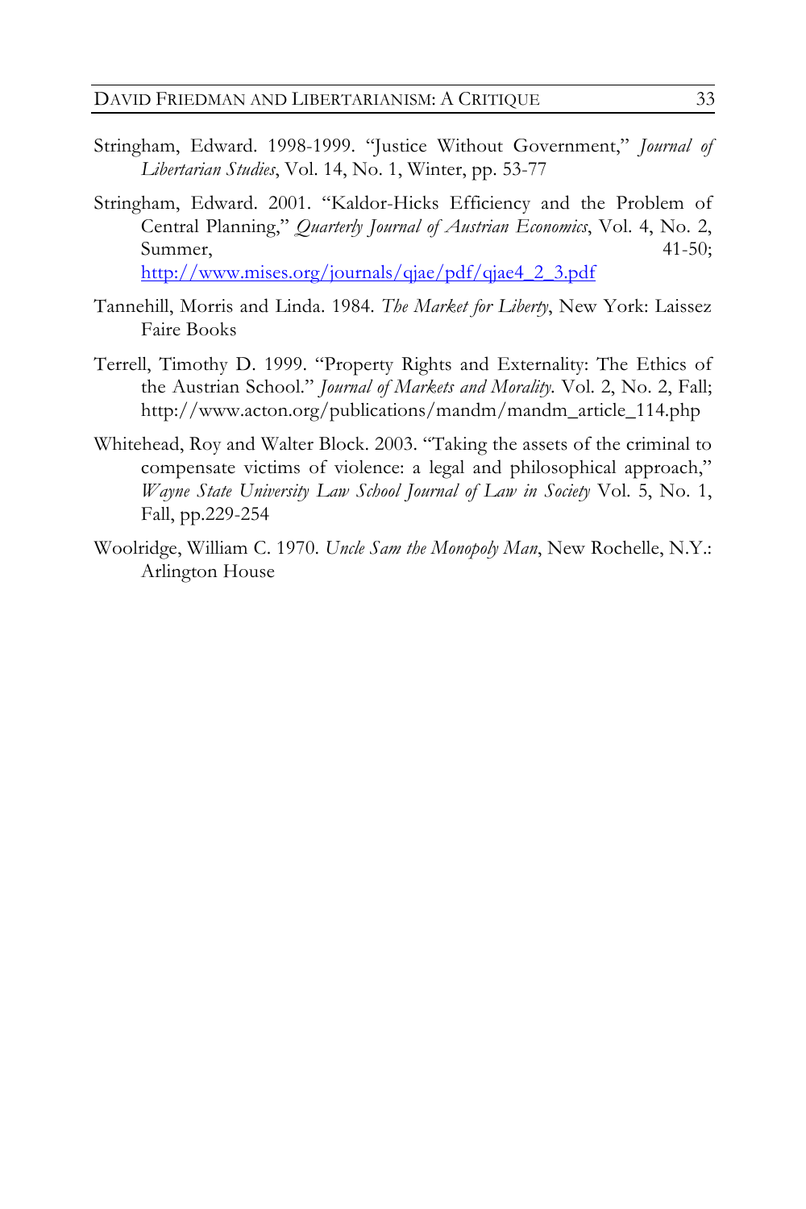Stringham, Edward. 1998-1999. "Justice Without Government," *Journal of Libertarian Studies*, Vol. 14, No. 1, Winter, pp. 53-77

Stringham, Edward. 2001. "Kaldor-Hicks Efficiency and the Problem of Central Planning," *Quarterly Journal of Austrian Economics*, Vol. 4, No. 2, Summer, 41-50; http://www.mises.org/journals/qjae/pdf/qjae4_2_3.pdf

Tannehill, Morris and Linda. 1984. *The Market for Liberty*, New York: Laissez Faire Books

Terrell, Timothy D. 1999. "Property Rights and Externality: The Ethics of the Austrian School." *Journal of Markets and Morality*. Vol. 2, No. 2, Fall; http://www.acton.org/publications/mandm/mandm_article_114.php

Whitehead, Roy and Walter Block. 2003. "Taking the assets of the criminal to compensate victims of violence: a legal and philosophical approach," *Wayne State University Law School Journal of Law in Society* Vol. 5, No. 1, Fall, pp.229-254

Woolridge, William C. 1970. *Uncle Sam the Monopoly Man*, New Rochelle, N.Y.: Arlington House